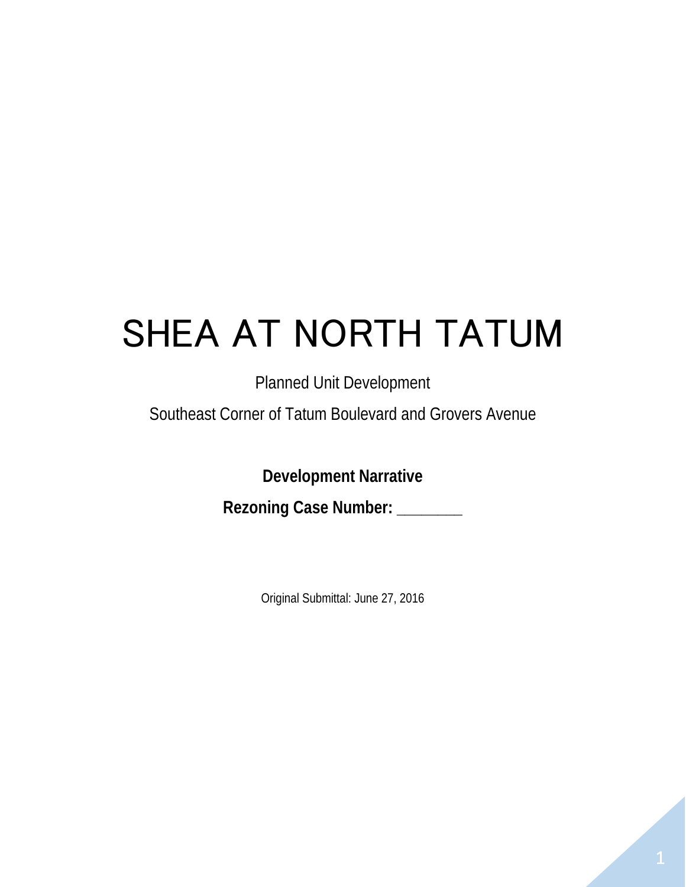# SHEA AT NORTH TATUM

Planned Unit Development

Southeast Corner of Tatum Boulevard and Grovers Avenue

**Development Narrative**

**Rezoning Case Number: ________**

Original Submittal: June 27, 2016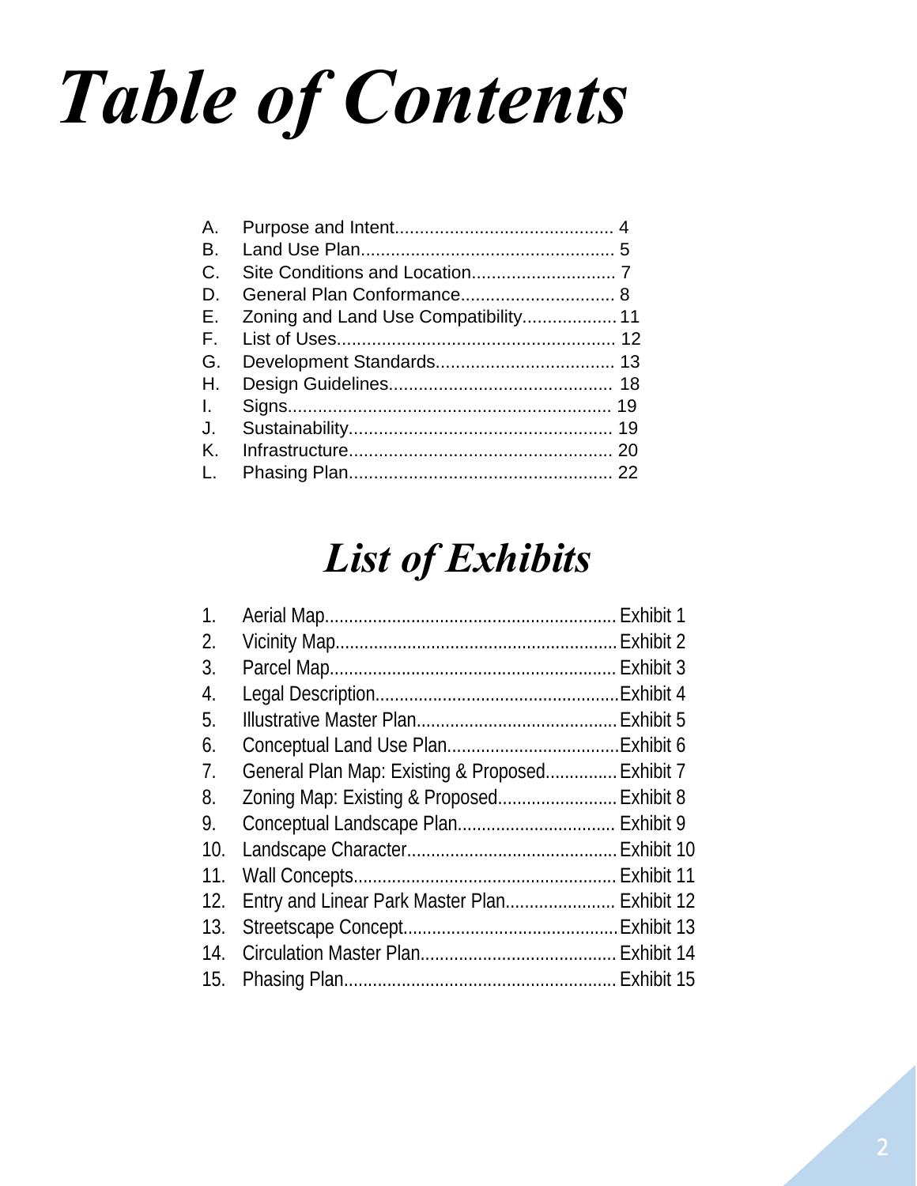# *Table of Contents*

A. Purpose and Intent............................................ 4
B. Land Use Plan.................................................... 5
C. Site Conditions and Location............................. 7
D. General Plan Conformance............................... 8
E. Zoning and Land Use Compatibility................... 11
F. List of Uses......................................................... 12
G. Development Standards.................................... 13
H. Design Guidelines............................................. 18
I. Signs.................................................................. 19
J. Sustainability..................................................... 19
K. Infrastructure..................................................... 20
L. Phasing Plan...................................................... 22

## *List of Exhibits*

1. Aerial Map............................................................ Exhibit 1
2. Vicinity Map.......................................................... Exhibit 2
3. Parcel Map........................................................... Exhibit 3
4. Legal Description.................................................. Exhibit 4
5. Illustrative Master Plan......................................... Exhibit 5
6. Conceptual Land Use Plan................................... Exhibit 6
7. General Plan Map: Existing & Proposed............... Exhibit 7
8. Zoning Map: Existing & Proposed......................... Exhibit 8
9. Conceptual Landscape Plan................................. Exhibit 9
10. Landscape Character........................................... Exhibit 10
11. Wall Concepts...................................................... Exhibit 11
12. Entry and Linear Park Master Plan....................... Exhibit 12
13. Streetscape Concept............................................ Exhibit 13
14. Circulation Master Plan......................................... Exhibit 14
15. Phasing Plan........................................................ Exhibit 15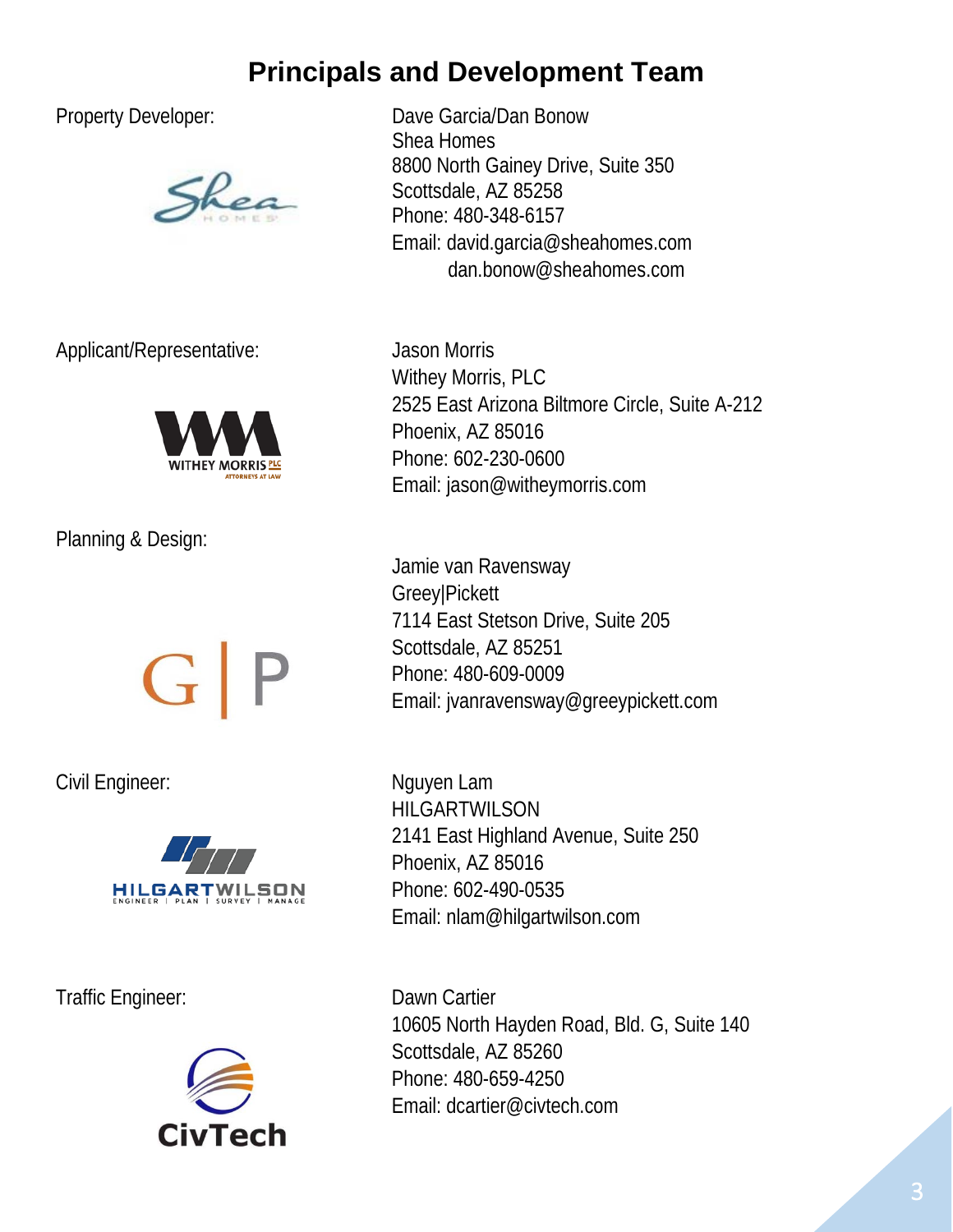# Principals and Development Team

Property Developer:

Dave Garcia/Dan Bonow
Shea Homes
8800 North Gainey Drive, Suite 350
Scottsdale, AZ 85258
Phone: 480-348-6157
Email: david.garcia@sheahomes.com
dan.bonow@sheahomes.com

Applicant/Representative:

Jason Morris
Withey Morris, PLC
2525 East Arizona Biltmore Circle, Suite A-212
Phoenix, AZ 85016
Phone: 602-230-0600
Email: jason@witheymorris.com

Planning & Design:

Jamie van Ravensway
Greey|Pickett
7114 East Stetson Drive, Suite 205
Scottsdale, AZ 85251
Phone: 480-609-0009
Email: jvanravensway@greeypickett.com

Civil Engineer:

Nguyen Lam
HILGARTWILSON
2141 East Highland Avenue, Suite 250
Phoenix, AZ 85016
Phone: 602-490-0535
Email: nlam@hilgartwilson.com

Traffic Engineer:

Dawn Cartier
10605 North Hayden Road, Bld. G, Suite 140
Scottsdale, AZ 85260
Phone: 480-659-4250
Email: dcartier@civtech.com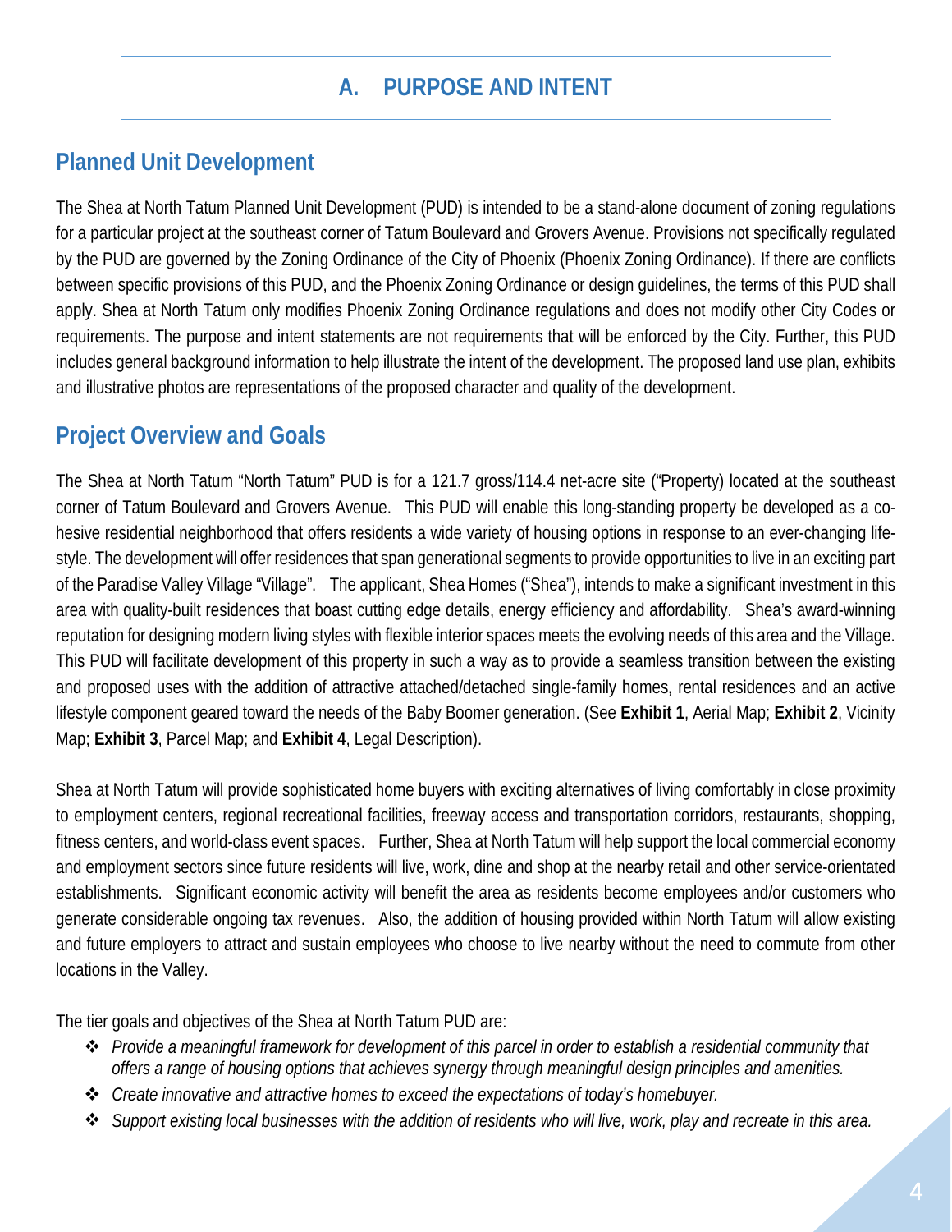# A. PURPOSE AND INTENT

## Planned Unit Development

The Shea at North Tatum Planned Unit Development (PUD) is intended to be a stand-alone document of zoning regulations for a particular project at the southeast corner of Tatum Boulevard and Grovers Avenue. Provisions not specifically regulated by the PUD are governed by the Zoning Ordinance of the City of Phoenix (Phoenix Zoning Ordinance). If there are conflicts between specific provisions of this PUD, and the Phoenix Zoning Ordinance or design guidelines, the terms of this PUD shall apply. Shea at North Tatum only modifies Phoenix Zoning Ordinance regulations and does not modify other City Codes or requirements. The purpose and intent statements are not requirements that will be enforced by the City. Further, this PUD includes general background information to help illustrate the intent of the development. The proposed land use plan, exhibits and illustrative photos are representations of the proposed character and quality of the development.

## Project Overview and Goals

The Shea at North Tatum "North Tatum" PUD is for a 121.7 gross/114.4 net-acre site ("Property) located at the southeast corner of Tatum Boulevard and Grovers Avenue. This PUD will enable this long-standing property be developed as a co-hesive residential neighborhood that offers residents a wide variety of housing options in response to an ever-changing life-style. The development will offer residences that span generational segments to provide opportunities to live in an exciting part of the Paradise Valley Village "Village". The applicant, Shea Homes ("Shea"), intends to make a significant investment in this area with quality-built residences that boast cutting edge details, energy efficiency and affordability. Shea's award-winning reputation for designing modern living styles with flexible interior spaces meets the evolving needs of this area and the Village. This PUD will facilitate development of this property in such a way as to provide a seamless transition between the existing and proposed uses with the addition of attractive attached/detached single-family homes, rental residences and an active lifestyle component geared toward the needs of the Baby Boomer generation. (See **Exhibit 1**, Aerial Map; **Exhibit 2**, Vicinity Map; **Exhibit 3**, Parcel Map; and **Exhibit 4**, Legal Description).

Shea at North Tatum will provide sophisticated home buyers with exciting alternatives of living comfortably in close proximity to employment centers, regional recreational facilities, freeway access and transportation corridors, restaurants, shopping, fitness centers, and world-class event spaces. Further, Shea at North Tatum will help support the local commercial economy and employment sectors since future residents will live, work, dine and shop at the nearby retail and other service-orientated establishments. Significant economic activity will benefit the area as residents become employees and/or customers who generate considerable ongoing tax revenues. Also, the addition of housing provided within North Tatum will allow existing and future employers to attract and sustain employees who choose to live nearby without the need to commute from other locations in the Valley.

The tier goals and objectives of the Shea at North Tatum PUD are:

- *Provide a meaningful framework for development of this parcel in order to establish a residential community that offers a range of housing options that achieves synergy through meaningful design principles and amenities.*
- *Create innovative and attractive homes to exceed the expectations of today's homebuyer.*
- *Support existing local businesses with the addition of residents who will live, work, play and recreate in this area.*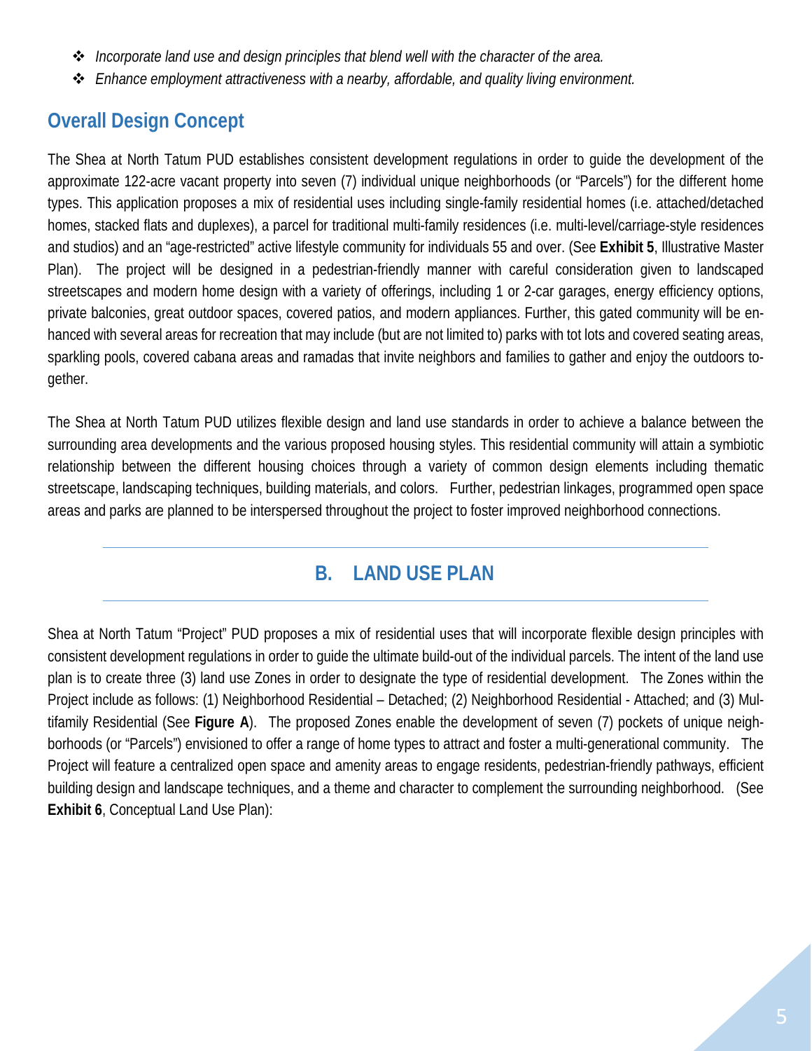- *Incorporate land use and design principles that blend well with the character of the area.*
- *Enhance employment attractiveness with a nearby, affordable, and quality living environment.*

## Overall Design Concept

The Shea at North Tatum PUD establishes consistent development regulations in order to guide the development of the approximate 122-acre vacant property into seven (7) individual unique neighborhoods (or "Parcels") for the different home types. This application proposes a mix of residential uses including single-family residential homes (i.e. attached/detached homes, stacked flats and duplexes), a parcel for traditional multi-family residences (i.e. multi-level/carriage-style residences and studios) and an "age-restricted" active lifestyle community for individuals 55 and over. (See **Exhibit 5**, Illustrative Master Plan). The project will be designed in a pedestrian-friendly manner with careful consideration given to landscaped streetscapes and modern home design with a variety of offerings, including 1 or 2-car garages, energy efficiency options, private balconies, great outdoor spaces, covered patios, and modern appliances. Further, this gated community will be enhanced with several areas for recreation that may include (but are not limited to) parks with tot lots and covered seating areas, sparkling pools, covered cabana areas and ramadas that invite neighbors and families to gather and enjoy the outdoors together.

The Shea at North Tatum PUD utilizes flexible design and land use standards in order to achieve a balance between the surrounding area developments and the various proposed housing styles. This residential community will attain a symbiotic relationship between the different housing choices through a variety of common design elements including thematic streetscape, landscaping techniques, building materials, and colors. Further, pedestrian linkages, programmed open space areas and parks are planned to be interspersed throughout the project to foster improved neighborhood connections.

# B. LAND USE PLAN

Shea at North Tatum "Project" PUD proposes a mix of residential uses that will incorporate flexible design principles with consistent development regulations in order to guide the ultimate build-out of the individual parcels. The intent of the land use plan is to create three (3) land use Zones in order to designate the type of residential development. The Zones within the Project include as follows: (1) Neighborhood Residential – Detached; (2) Neighborhood Residential - Attached; and (3) Multifamily Residential (See **Figure A**). The proposed Zones enable the development of seven (7) pockets of unique neighborhoods (or "Parcels") envisioned to offer a range of home types to attract and foster a multi-generational community. The Project will feature a centralized open space and amenity areas to engage residents, pedestrian-friendly pathways, efficient building design and landscape techniques, and a theme and character to complement the surrounding neighborhood. (See **Exhibit 6**, Conceptual Land Use Plan):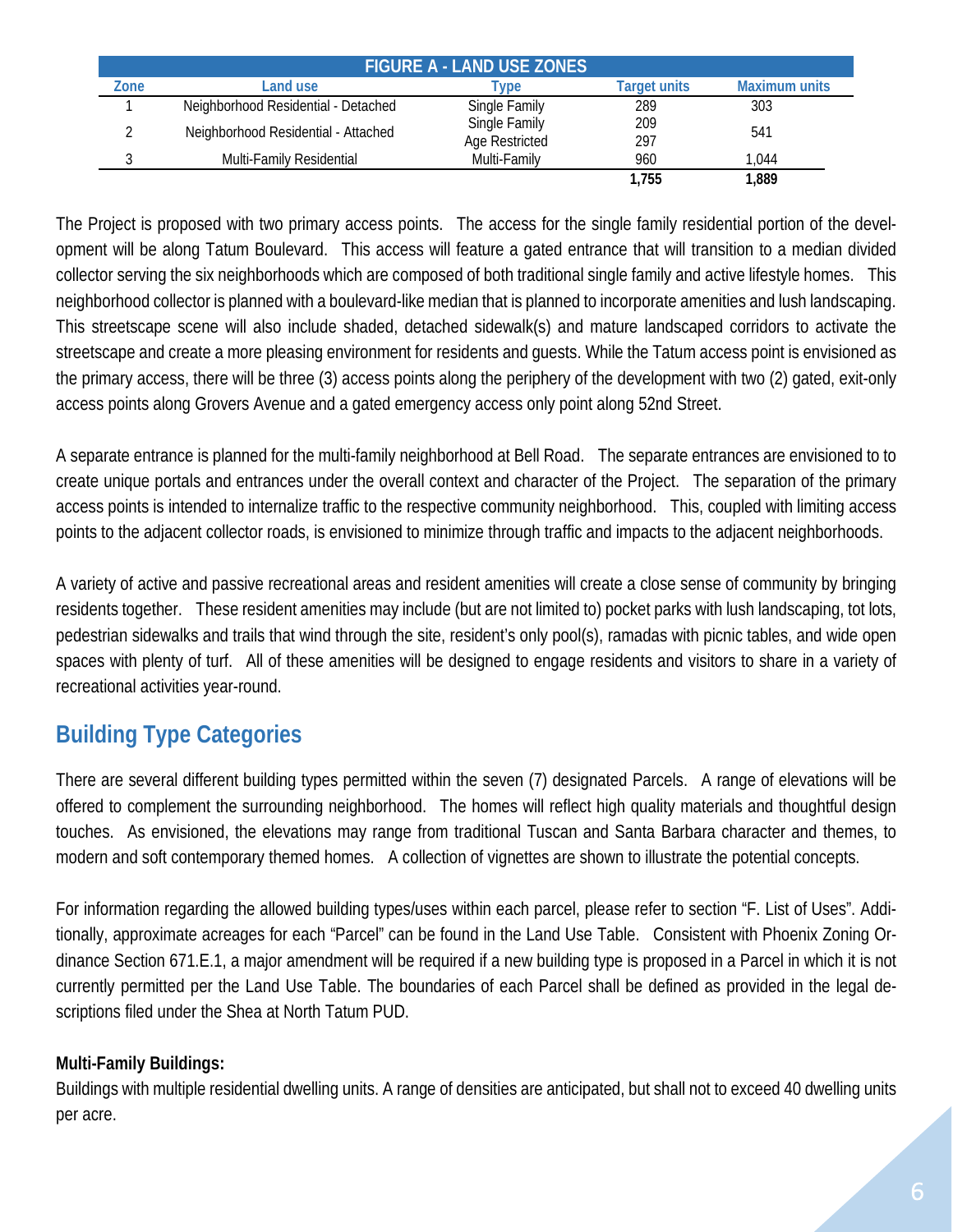| FIGURE A - LAND USE ZONES | | | | |
|---|---|---|---|---|
| Zone | Land use | Type | Target units | Maximum units |
| 1 | Neighborhood Residential - Detached | Single Family | 289 | 303 |
| 2 | Neighborhood Residential - Attached | Single Family | 209 | 541 |
| | | Age Restricted | 297 | |
| 3 | Multi-Family Residential | Multi-Family | 960 | 1,044 |
| | | | **1,755** | **1,889** |

The Project is proposed with two primary access points. The access for the single family residential portion of the development will be along Tatum Boulevard. This access will feature a gated entrance that will transition to a median divided collector serving the six neighborhoods which are composed of both traditional single family and active lifestyle homes. This neighborhood collector is planned with a boulevard-like median that is planned to incorporate amenities and lush landscaping. This streetscape scene will also include shaded, detached sidewalk(s) and mature landscaped corridors to activate the streetscape and create a more pleasing environment for residents and guests. While the Tatum access point is envisioned as the primary access, there will be three (3) access points along the periphery of the development with two (2) gated, exit-only access points along Grovers Avenue and a gated emergency access only point along 52nd Street.

A separate entrance is planned for the multi-family neighborhood at Bell Road. The separate entrances are envisioned to to create unique portals and entrances under the overall context and character of the Project. The separation of the primary access points is intended to internalize traffic to the respective community neighborhood. This, coupled with limiting access points to the adjacent collector roads, is envisioned to minimize through traffic and impacts to the adjacent neighborhoods.

A variety of active and passive recreational areas and resident amenities will create a close sense of community by bringing residents together. These resident amenities may include (but are not limited to) pocket parks with lush landscaping, tot lots, pedestrian sidewalks and trails that wind through the site, resident's only pool(s), ramadas with picnic tables, and wide open spaces with plenty of turf. All of these amenities will be designed to engage residents and visitors to share in a variety of recreational activities year-round.

## Building Type Categories

There are several different building types permitted within the seven (7) designated Parcels. A range of elevations will be offered to complement the surrounding neighborhood. The homes will reflect high quality materials and thoughtful design touches. As envisioned, the elevations may range from traditional Tuscan and Santa Barbara character and themes, to modern and soft contemporary themed homes. A collection of vignettes are shown to illustrate the potential concepts.

For information regarding the allowed building types/uses within each parcel, please refer to section "F. List of Uses". Additionally, approximate acreages for each "Parcel" can be found in the Land Use Table. Consistent with Phoenix Zoning Ordinance Section 671.E.1, a major amendment will be required if a new building type is proposed in a Parcel in which it is not currently permitted per the Land Use Table. The boundaries of each Parcel shall be defined as provided in the legal descriptions filed under the Shea at North Tatum PUD.

**Multi-Family Buildings:**
Buildings with multiple residential dwelling units. A range of densities are anticipated, but shall not to exceed 40 dwelling units per acre.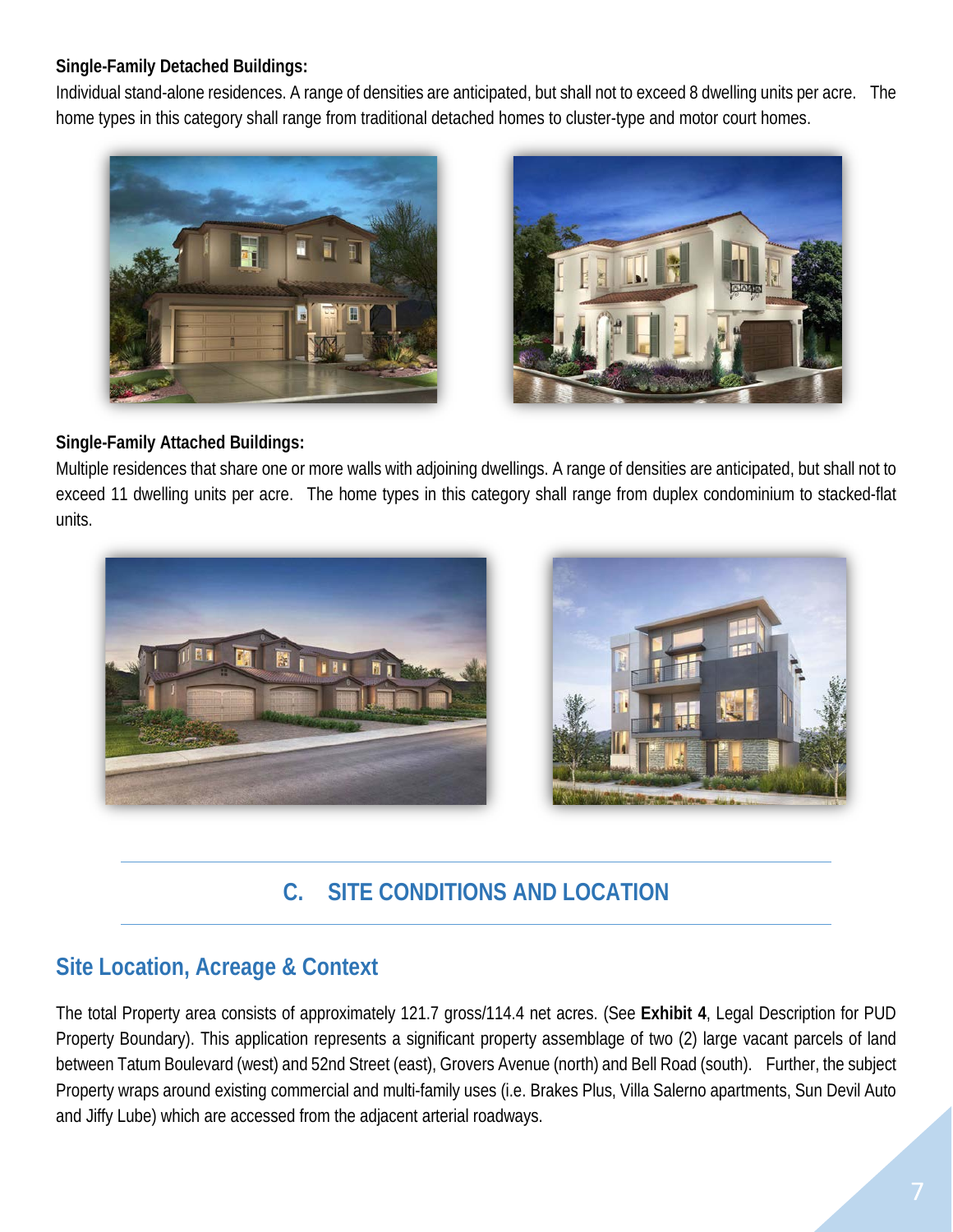**Single-Family Detached Buildings:**

Individual stand-alone residences. A range of densities are anticipated, but shall not to exceed 8 dwelling units per acre. The home types in this category shall range from traditional detached homes to cluster-type and motor court homes.

**Single-Family Attached Buildings:**

Multiple residences that share one or more walls with adjoining dwellings. A range of densities are anticipated, but shall not to exceed 11 dwelling units per acre. The home types in this category shall range from duplex condominium to stacked-flat units.

## C. SITE CONDITIONS AND LOCATION

### Site Location, Acreage & Context

The total Property area consists of approximately 121.7 gross/114.4 net acres. (See **Exhibit 4**, Legal Description for PUD Property Boundary). This application represents a significant property assemblage of two (2) large vacant parcels of land between Tatum Boulevard (west) and 52nd Street (east), Grovers Avenue (north) and Bell Road (south). Further, the subject Property wraps around existing commercial and multi-family uses (i.e. Brakes Plus, Villa Salerno apartments, Sun Devil Auto and Jiffy Lube) which are accessed from the adjacent arterial roadways.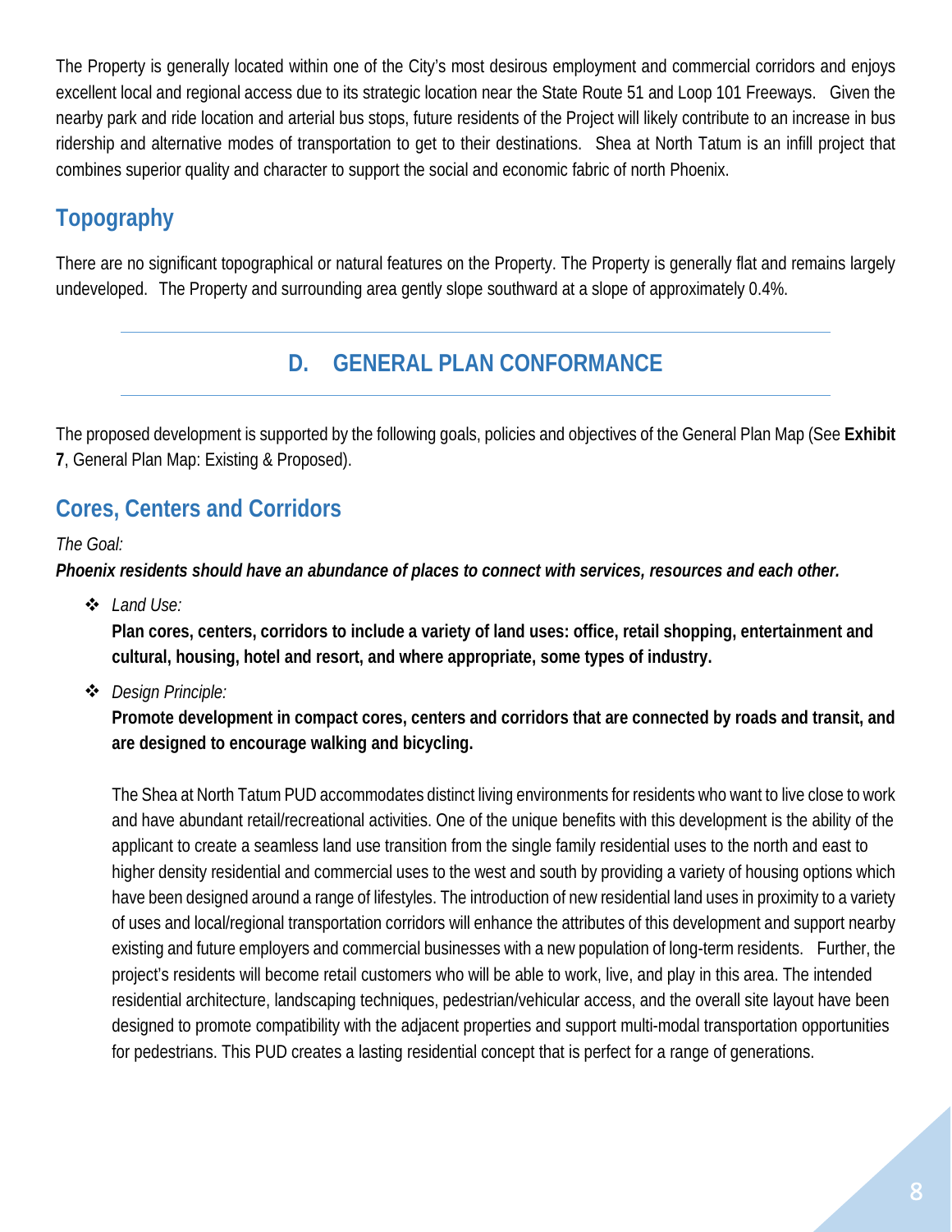The Property is generally located within one of the City's most desirous employment and commercial corridors and enjoys excellent local and regional access due to its strategic location near the State Route 51 and Loop 101 Freeways. Given the nearby park and ride location and arterial bus stops, future residents of the Project will likely contribute to an increase in bus ridership and alternative modes of transportation to get to their destinations. Shea at North Tatum is an infill project that combines superior quality and character to support the social and economic fabric of north Phoenix.

## Topography

There are no significant topographical or natural features on the Property. The Property is generally flat and remains largely undeveloped. The Property and surrounding area gently slope southward at a slope of approximately 0.4%.

# D. GENERAL PLAN CONFORMANCE

The proposed development is supported by the following goals, policies and objectives of the General Plan Map (See **Exhibit 7**, General Plan Map: Existing & Proposed).

## Cores, Centers and Corridors

*The Goal:*

***Phoenix residents should have an abundance of places to connect with services, resources and each other.***

- *Land Use:*

  **Plan cores, centers, corridors to include a variety of land uses: office, retail shopping, entertainment and cultural, housing, hotel and resort, and where appropriate, some types of industry.**

- *Design Principle:*

  **Promote development in compact cores, centers and corridors that are connected by roads and transit, and are designed to encourage walking and bicycling.**

  The Shea at North Tatum PUD accommodates distinct living environments for residents who want to live close to work and have abundant retail/recreational activities. One of the unique benefits with this development is the ability of the applicant to create a seamless land use transition from the single family residential uses to the north and east to higher density residential and commercial uses to the west and south by providing a variety of housing options which have been designed around a range of lifestyles. The introduction of new residential land uses in proximity to a variety of uses and local/regional transportation corridors will enhance the attributes of this development and support nearby existing and future employers and commercial businesses with a new population of long-term residents. Further, the project's residents will become retail customers who will be able to work, live, and play in this area. The intended residential architecture, landscaping techniques, pedestrian/vehicular access, and the overall site layout have been designed to promote compatibility with the adjacent properties and support multi-modal transportation opportunities for pedestrians. This PUD creates a lasting residential concept that is perfect for a range of generations.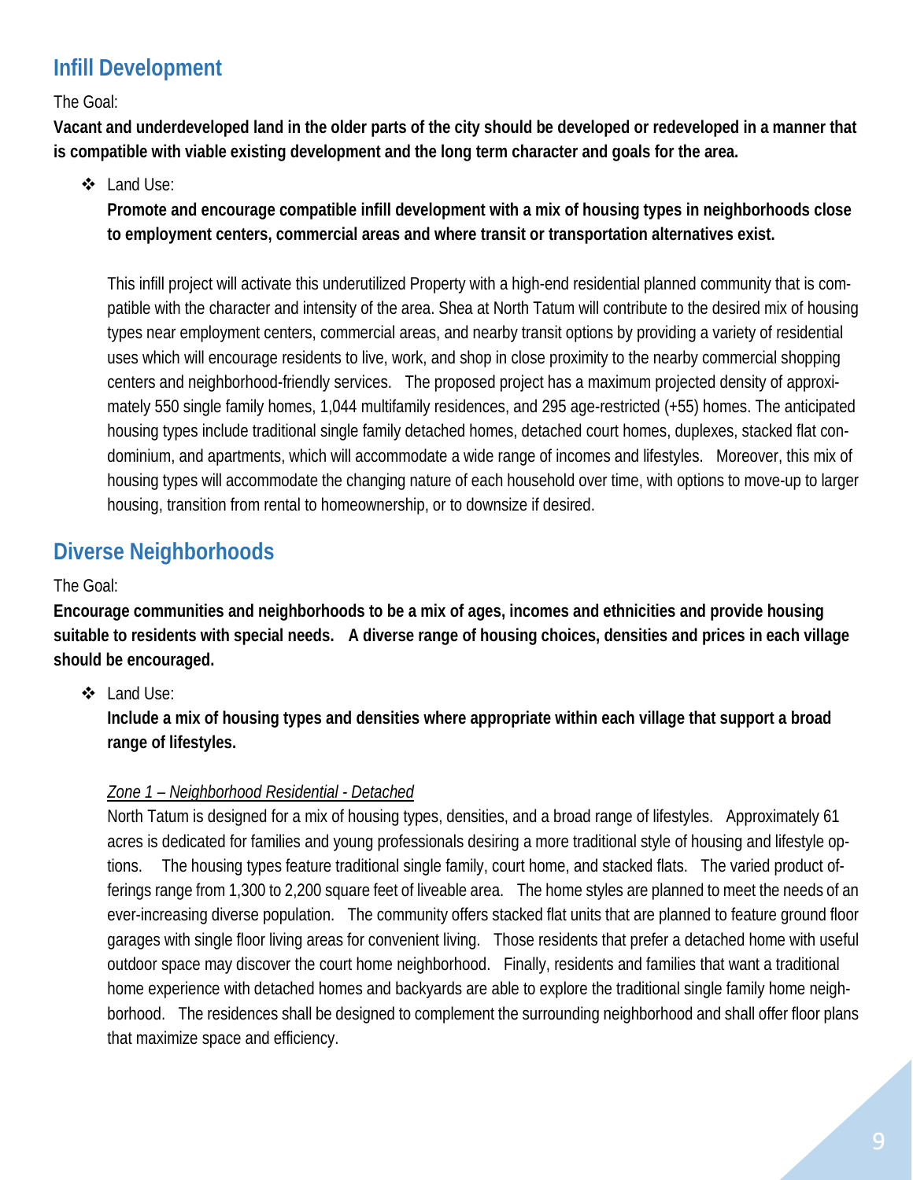## Infill Development

The Goal:

**Vacant and underdeveloped land in the older parts of the city should be developed or redeveloped in a manner that is compatible with viable existing development and the long term character and goals for the area.**

- Land Use:

  **Promote and encourage compatible infill development with a mix of housing types in neighborhoods close to employment centers, commercial areas and where transit or transportation alternatives exist.**

  This infill project will activate this underutilized Property with a high-end residential planned community that is compatible with the character and intensity of the area. Shea at North Tatum will contribute to the desired mix of housing types near employment centers, commercial areas, and nearby transit options by providing a variety of residential uses which will encourage residents to live, work, and shop in close proximity to the nearby commercial shopping centers and neighborhood-friendly services. The proposed project has a maximum projected density of approximately 550 single family homes, 1,044 multifamily residences, and 295 age-restricted (+55) homes. The anticipated housing types include traditional single family detached homes, detached court homes, duplexes, stacked flat condominium, and apartments, which will accommodate a wide range of incomes and lifestyles. Moreover, this mix of housing types will accommodate the changing nature of each household over time, with options to move-up to larger housing, transition from rental to homeownership, or to downsize if desired.

## Diverse Neighborhoods

The Goal:

**Encourage communities and neighborhoods to be a mix of ages, incomes and ethnicities and provide housing suitable to residents with special needs. A diverse range of housing choices, densities and prices in each village should be encouraged.**

- Land Use:

  **Include a mix of housing types and densities where appropriate within each village that support a broad range of lifestyles.**

  *Zone 1 – Neighborhood Residential - Detached*

  North Tatum is designed for a mix of housing types, densities, and a broad range of lifestyles. Approximately 61 acres is dedicated for families and young professionals desiring a more traditional style of housing and lifestyle options. The housing types feature traditional single family, court home, and stacked flats. The varied product offerings range from 1,300 to 2,200 square feet of liveable area. The home styles are planned to meet the needs of an ever-increasing diverse population. The community offers stacked flat units that are planned to feature ground floor garages with single floor living areas for convenient living. Those residents that prefer a detached home with useful outdoor space may discover the court home neighborhood. Finally, residents and families that want a traditional home experience with detached homes and backyards are able to explore the traditional single family home neighborhood. The residences shall be designed to complement the surrounding neighborhood and shall offer floor plans that maximize space and efficiency.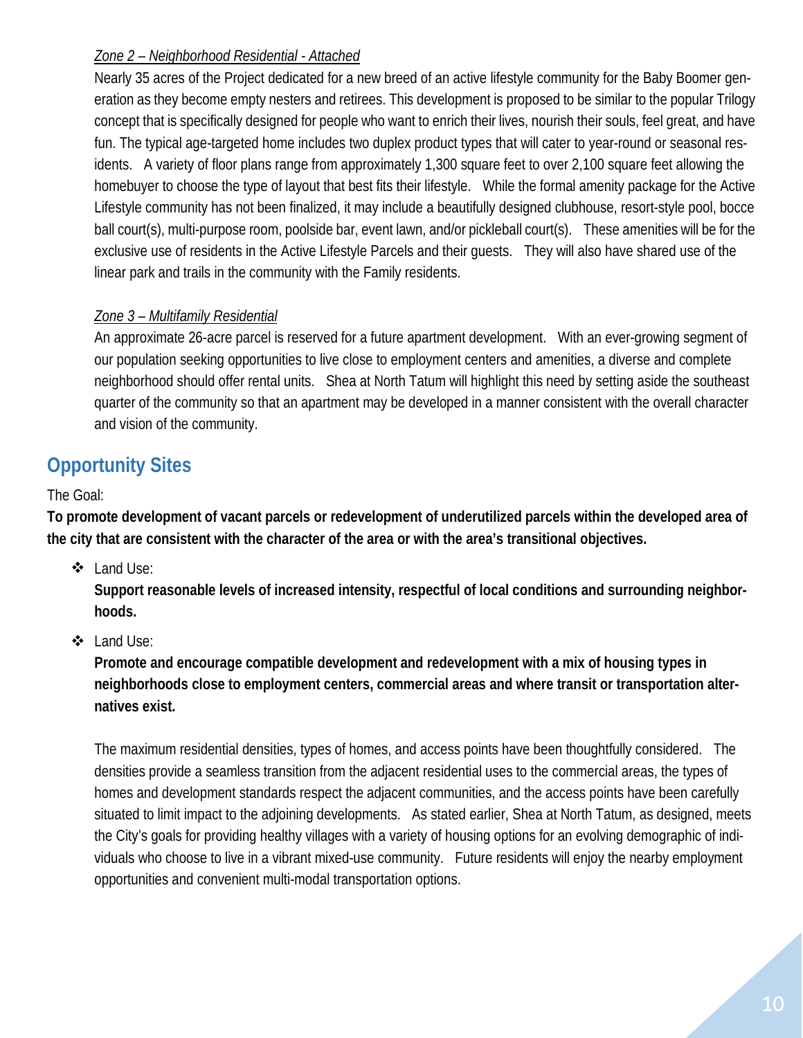*Zone 2 – Neighborhood Residential - Attached*

Nearly 35 acres of the Project dedicated for a new breed of an active lifestyle community for the Baby Boomer generation as they become empty nesters and retirees. This development is proposed to be similar to the popular Trilogy concept that is specifically designed for people who want to enrich their lives, nourish their souls, feel great, and have fun. The typical age-targeted home includes two duplex product types that will cater to year-round or seasonal residents. A variety of floor plans range from approximately 1,300 square feet to over 2,100 square feet allowing the homebuyer to choose the type of layout that best fits their lifestyle. While the formal amenity package for the Active Lifestyle community has not been finalized, it may include a beautifully designed clubhouse, resort-style pool, bocce ball court(s), multi-purpose room, poolside bar, event lawn, and/or pickleball court(s). These amenities will be for the exclusive use of residents in the Active Lifestyle Parcels and their guests. They will also have shared use of the linear park and trails in the community with the Family residents.

*Zone 3 – Multifamily Residential*

An approximate 26-acre parcel is reserved for a future apartment development. With an ever-growing segment of our population seeking opportunities to live close to employment centers and amenities, a diverse and complete neighborhood should offer rental units. Shea at North Tatum will highlight this need by setting aside the southeast quarter of the community so that an apartment may be developed in a manner consistent with the overall character and vision of the community.

## Opportunity Sites

The Goal:

**To promote development of vacant parcels or redevelopment of underutilized parcels within the developed area of the city that are consistent with the character of the area or with the area's transitional objectives.**

- Land Use:
  **Support reasonable levels of increased intensity, respectful of local conditions and surrounding neighborhoods.**

- Land Use:
  **Promote and encourage compatible development and redevelopment with a mix of housing types in neighborhoods close to employment centers, commercial areas and where transit or transportation alternatives exist.**

The maximum residential densities, types of homes, and access points have been thoughtfully considered. The densities provide a seamless transition from the adjacent residential uses to the commercial areas, the types of homes and development standards respect the adjacent communities, and the access points have been carefully situated to limit impact to the adjoining developments. As stated earlier, Shea at North Tatum, as designed, meets the City's goals for providing healthy villages with a variety of housing options for an evolving demographic of individuals who choose to live in a vibrant mixed-use community. Future residents will enjoy the nearby employment opportunities and convenient multi-modal transportation options.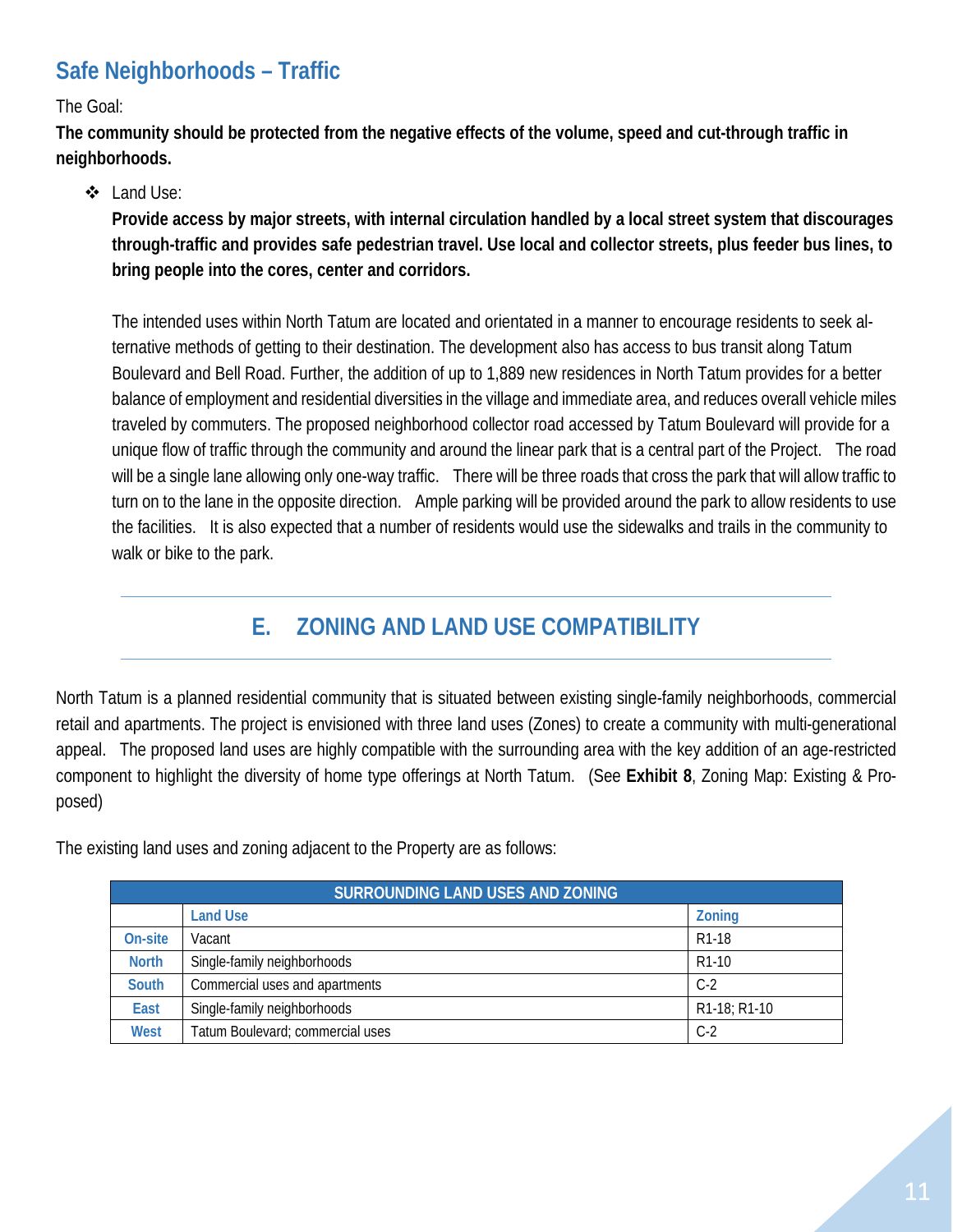## Safe Neighborhoods – Traffic

The Goal:

**The community should be protected from the negative effects of the volume, speed and cut-through traffic in neighborhoods.**

- Land Use:

  **Provide access by major streets, with internal circulation handled by a local street system that discourages through-traffic and provides safe pedestrian travel. Use local and collector streets, plus feeder bus lines, to bring people into the cores, center and corridors.**

  The intended uses within North Tatum are located and orientated in a manner to encourage residents to seek alternative methods of getting to their destination. The development also has access to bus transit along Tatum Boulevard and Bell Road. Further, the addition of up to 1,889 new residences in North Tatum provides for a better balance of employment and residential diversities in the village and immediate area, and reduces overall vehicle miles traveled by commuters. The proposed neighborhood collector road accessed by Tatum Boulevard will provide for a unique flow of traffic through the community and around the linear park that is a central part of the Project. The road will be a single lane allowing only one-way traffic. There will be three roads that cross the park that will allow traffic to turn on to the lane in the opposite direction. Ample parking will be provided around the park to allow residents to use the facilities. It is also expected that a number of residents would use the sidewalks and trails in the community to walk or bike to the park.

# E. ZONING AND LAND USE COMPATIBILITY

North Tatum is a planned residential community that is situated between existing single-family neighborhoods, commercial retail and apartments. The project is envisioned with three land uses (Zones) to create a community with multi-generational appeal. The proposed land uses are highly compatible with the surrounding area with the key addition of an age-restricted component to highlight the diversity of home type offerings at North Tatum. (See **Exhibit 8**, Zoning Map: Existing & Proposed)

The existing land uses and zoning adjacent to the Property are as follows:

| SURROUNDING LAND USES AND ZONING | | |
|---|---|---|
| | **Land Use** | **Zoning** |
| **On-site** | Vacant | R1-18 |
| **North** | Single-family neighborhoods | R1-10 |
| **South** | Commercial uses and apartments | C-2 |
| **East** | Single-family neighborhoods | R1-18; R1-10 |
| **West** | Tatum Boulevard; commercial uses | C-2 |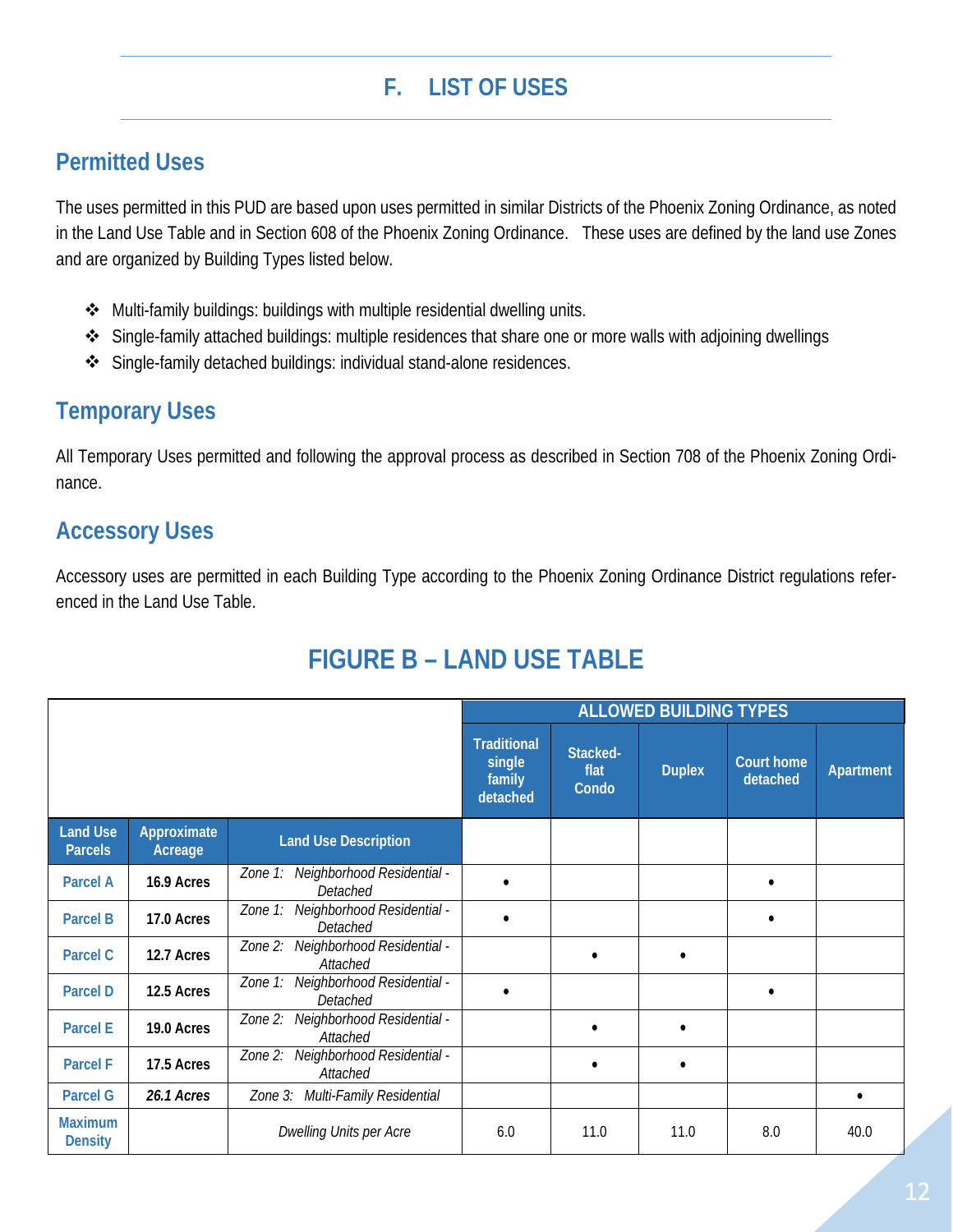## F. LIST OF USES

### Permitted Uses

The uses permitted in this PUD are based upon uses permitted in similar Districts of the Phoenix Zoning Ordinance, as noted in the Land Use Table and in Section 608 of the Phoenix Zoning Ordinance. These uses are defined by the land use Zones and are organized by Building Types listed below.

- Multi-family buildings: buildings with multiple residential dwelling units.
- Single-family attached buildings: multiple residences that share one or more walls with adjoining dwellings
- Single-family detached buildings: individual stand-alone residences.

### Temporary Uses

All Temporary Uses permitted and following the approval process as described in Section 708 of the Phoenix Zoning Ordinance.

### Accessory Uses

Accessory uses are permitted in each Building Type according to the Phoenix Zoning Ordinance District regulations referenced in the Land Use Table.

## FIGURE B – LAND USE TABLE

| | | | ALLOWED BUILDING TYPES | | | | |
|---|---|---|---|---|---|---|---|
| | | | Traditional single family detached | Stacked-flat Condo | Duplex | Court home detached | Apartment |
| Land Use Parcels | Approximate Acreage | Land Use Description | | | | | |
| Parcel A | 16.9 Acres | *Zone 1: Neighborhood Residential - Detached* | • | | | • | |
| Parcel B | 17.0 Acres | *Zone 1: Neighborhood Residential - Detached* | • | | | • | |
| Parcel C | 12.7 Acres | *Zone 2: Neighborhood Residential - Attached* | | • | • | | |
| Parcel D | 12.5 Acres | *Zone 1: Neighborhood Residential - Detached* | • | | | • | |
| Parcel E | 19.0 Acres | *Zone 2: Neighborhood Residential - Attached* | | • | • | | |
| Parcel F | 17.5 Acres | *Zone 2: Neighborhood Residential - Attached* | | • | • | | |
| Parcel G | *26.1 Acres* | *Zone 3: Multi-Family Residential* | | | | | • |
| Maximum Density | | *Dwelling Units per Acre* | 6.0 | 11.0 | 11.0 | 8.0 | 40.0 |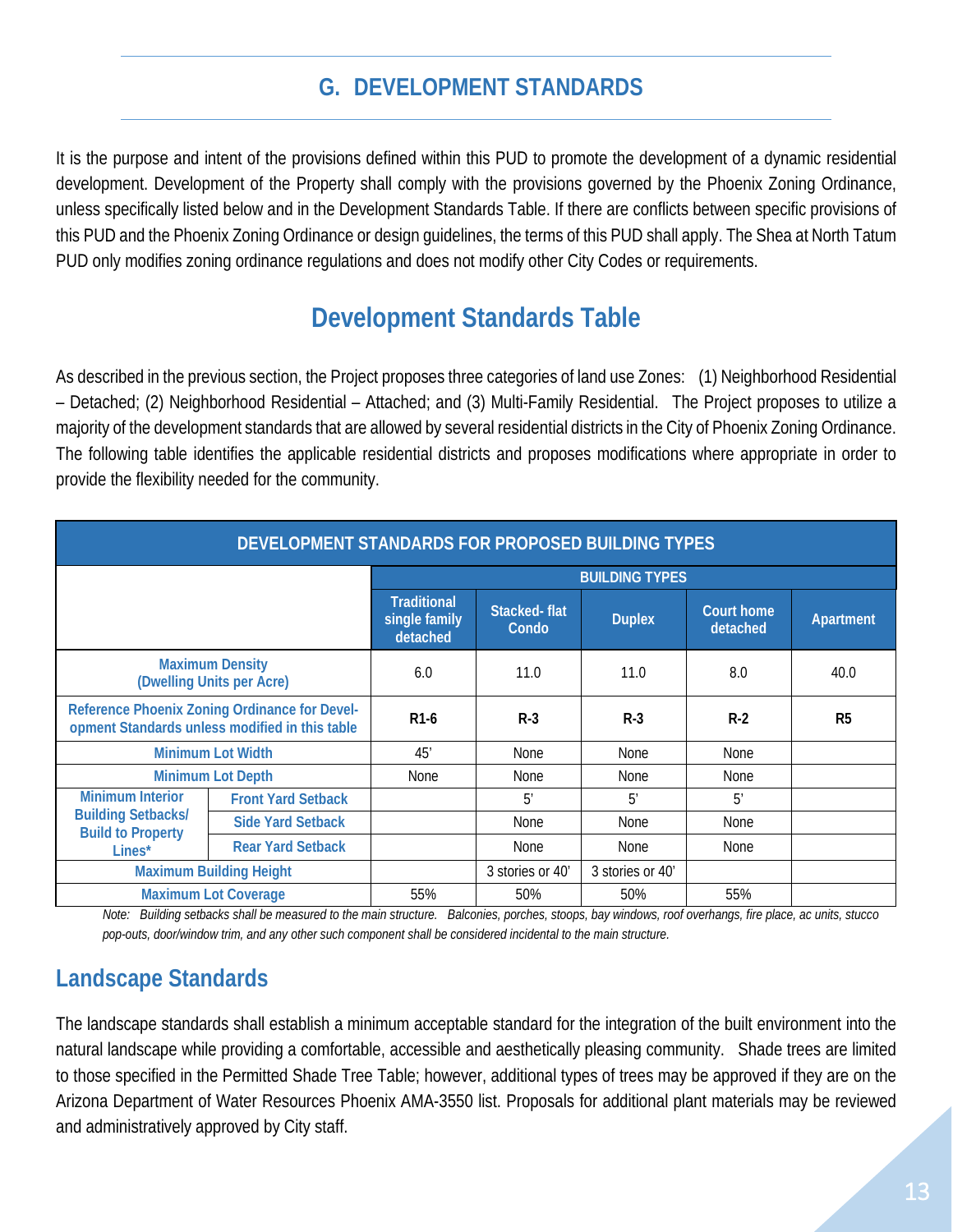## G. DEVELOPMENT STANDARDS

It is the purpose and intent of the provisions defined within this PUD to promote the development of a dynamic residential development. Development of the Property shall comply with the provisions governed by the Phoenix Zoning Ordinance, unless specifically listed below and in the Development Standards Table. If there are conflicts between specific provisions of this PUD and the Phoenix Zoning Ordinance or design guidelines, the terms of this PUD shall apply. The Shea at North Tatum PUD only modifies zoning ordinance regulations and does not modify other City Codes or requirements.

## Development Standards Table

As described in the previous section, the Project proposes three categories of land use Zones: (1) Neighborhood Residential – Detached; (2) Neighborhood Residential – Attached; and (3) Multi-Family Residential. The Project proposes to utilize a majority of the development standards that are allowed by several residential districts in the City of Phoenix Zoning Ordinance. The following table identifies the applicable residential districts and proposes modifications where appropriate in order to provide the flexibility needed for the community.

**DEVELOPMENT STANDARDS FOR PROPOSED BUILDING TYPES**

| | | BUILDING TYPES | | | | |
|---|---|---|---|---|---|---|
| | | Traditional single family detached | Stacked- flat Condo | Duplex | Court home detached | Apartment |
| Maximum Density (Dwelling Units per Acre) | | 6.0 | 11.0 | 11.0 | 8.0 | 40.0 |
| Reference Phoenix Zoning Ordinance for Development Standards unless modified in this table | | **R1-6** | **R-3** | **R-3** | **R-2** | **R5** |
| Minimum Lot Width | | 45' | None | None | None | |
| Minimum Lot Depth | | None | None | None | None | |
| Minimum Interior Building Setbacks/ Build to Property Lines* | Front Yard Setback | | 5' | 5' | 5' | |
| | Side Yard Setback | | None | None | None | |
| | Rear Yard Setback | | None | None | None | |
| Maximum Building Height | | | 3 stories or 40' | 3 stories or 40' | | |
| Maximum Lot Coverage | | 55% | 50% | 50% | 55% | |

*Note: Building setbacks shall be measured to the main structure. Balconies, porches, stoops, bay windows, roof overhangs, fire place, ac units, stucco pop-outs, door/window trim, and any other such component shall be considered incidental to the main structure.*

## Landscape Standards

The landscape standards shall establish a minimum acceptable standard for the integration of the built environment into the natural landscape while providing a comfortable, accessible and aesthetically pleasing community. Shade trees are limited to those specified in the Permitted Shade Tree Table; however, additional types of trees may be approved if they are on the Arizona Department of Water Resources Phoenix AMA-3550 list. Proposals for additional plant materials may be reviewed and administratively approved by City staff.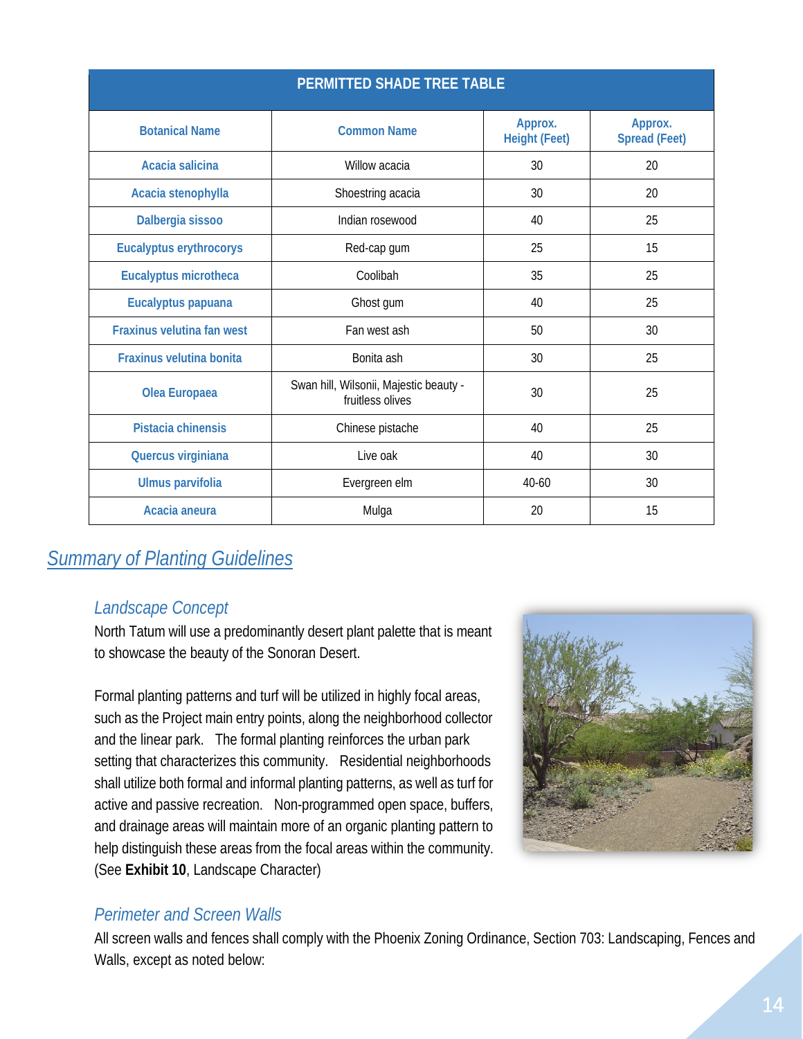| PERMITTED SHADE TREE TABLE | | | |
|---|---|---|---|
| **Botanical Name** | **Common Name** | **Approx. Height (Feet)** | **Approx. Spread (Feet)** |
| Acacia salicina | Willow acacia | 30 | 20 |
| Acacia stenophylla | Shoestring acacia | 30 | 20 |
| Dalbergia sissoo | Indian rosewood | 40 | 25 |
| Eucalyptus erythrocorys | Red-cap gum | 25 | 15 |
| Eucalyptus microtheca | Coolibah | 35 | 25 |
| Eucalyptus papuana | Ghost gum | 40 | 25 |
| Fraxinus velutina fan west | Fan west ash | 50 | 30 |
| Fraxinus velutina bonita | Bonita ash | 30 | 25 |
| Olea Europaea | Swan hill, Wilsonii, Majestic beauty - fruitless olives | 30 | 25 |
| Pistacia chinensis | Chinese pistache | 40 | 25 |
| Quercus virginiana | Live oak | 40 | 30 |
| Ulmus parvifolia | Evergreen elm | 40-60 | 30 |
| Acacia aneura | Mulga | 20 | 15 |

## *Summary of Planting Guidelines*

### *Landscape Concept*

North Tatum will use a predominantly desert plant palette that is meant to showcase the beauty of the Sonoran Desert.

Formal planting patterns and turf will be utilized in highly focal areas, such as the Project main entry points, along the neighborhood collector and the linear park. The formal planting reinforces the urban park setting that characterizes this community. Residential neighborhoods shall utilize both formal and informal planting patterns, as well as turf for active and passive recreation. Non-programmed open space, buffers, and drainage areas will maintain more of an organic planting pattern to help distinguish these areas from the focal areas within the community. (See **Exhibit 10**, Landscape Character)

### *Perimeter and Screen Walls*

All screen walls and fences shall comply with the Phoenix Zoning Ordinance, Section 703: Landscaping, Fences and Walls, except as noted below: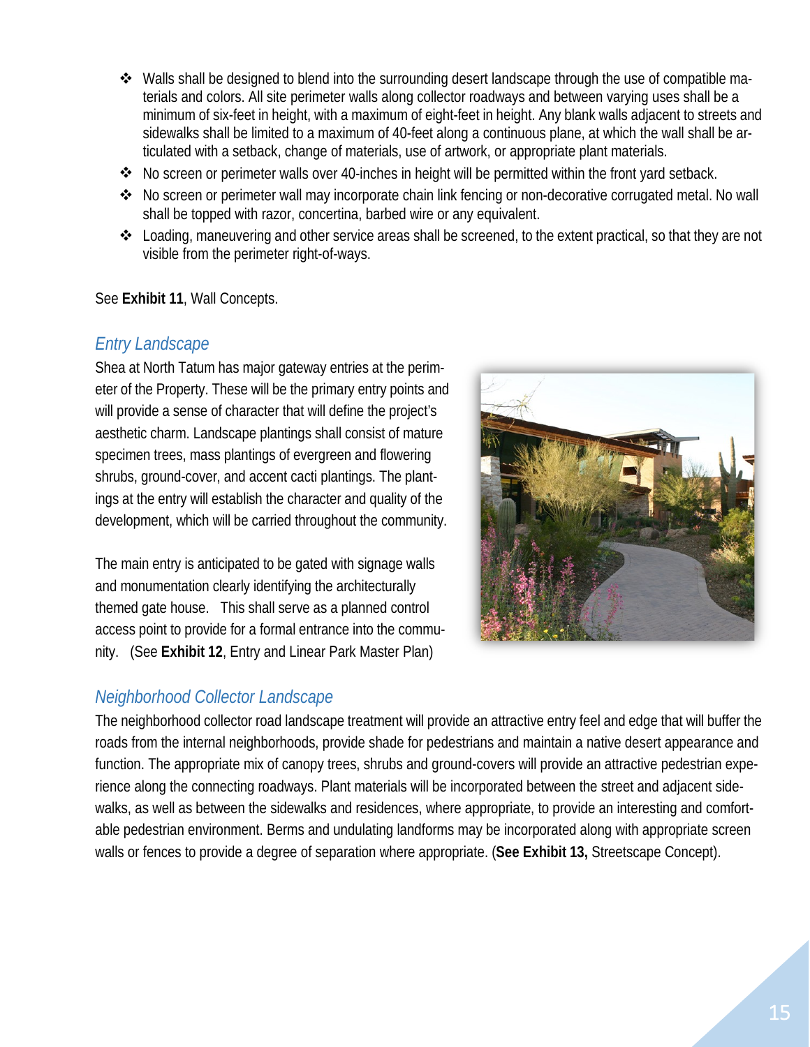- Walls shall be designed to blend into the surrounding desert landscape through the use of compatible materials and colors. All site perimeter walls along collector roadways and between varying uses shall be a minimum of six-feet in height, with a maximum of eight-feet in height. Any blank walls adjacent to streets and sidewalks shall be limited to a maximum of 40-feet along a continuous plane, at which the wall shall be articulated with a setback, change of materials, use of artwork, or appropriate plant materials.
- No screen or perimeter walls over 40-inches in height will be permitted within the front yard setback.
- No screen or perimeter wall may incorporate chain link fencing or non-decorative corrugated metal. No wall shall be topped with razor, concertina, barbed wire or any equivalent.
- Loading, maneuvering and other service areas shall be screened, to the extent practical, so that they are not visible from the perimeter right-of-ways.

See **Exhibit 11**, Wall Concepts.

### *Entry Landscape*

Shea at North Tatum has major gateway entries at the perimeter of the Property. These will be the primary entry points and will provide a sense of character that will define the project's aesthetic charm. Landscape plantings shall consist of mature specimen trees, mass plantings of evergreen and flowering shrubs, ground-cover, and accent cacti plantings. The plantings at the entry will establish the character and quality of the development, which will be carried throughout the community.

The main entry is anticipated to be gated with signage walls and monumentation clearly identifying the architecturally themed gate house. This shall serve as a planned control access point to provide for a formal entrance into the community. (See **Exhibit 12**, Entry and Linear Park Master Plan)

### *Neighborhood Collector Landscape*

The neighborhood collector road landscape treatment will provide an attractive entry feel and edge that will buffer the roads from the internal neighborhoods, provide shade for pedestrians and maintain a native desert appearance and function. The appropriate mix of canopy trees, shrubs and ground-covers will provide an attractive pedestrian experience along the connecting roadways. Plant materials will be incorporated between the street and adjacent sidewalks, as well as between the sidewalks and residences, where appropriate, to provide an interesting and comfortable pedestrian environment. Berms and undulating landforms may be incorporated along with appropriate screen walls or fences to provide a degree of separation where appropriate. (**See Exhibit 13,** Streetscape Concept).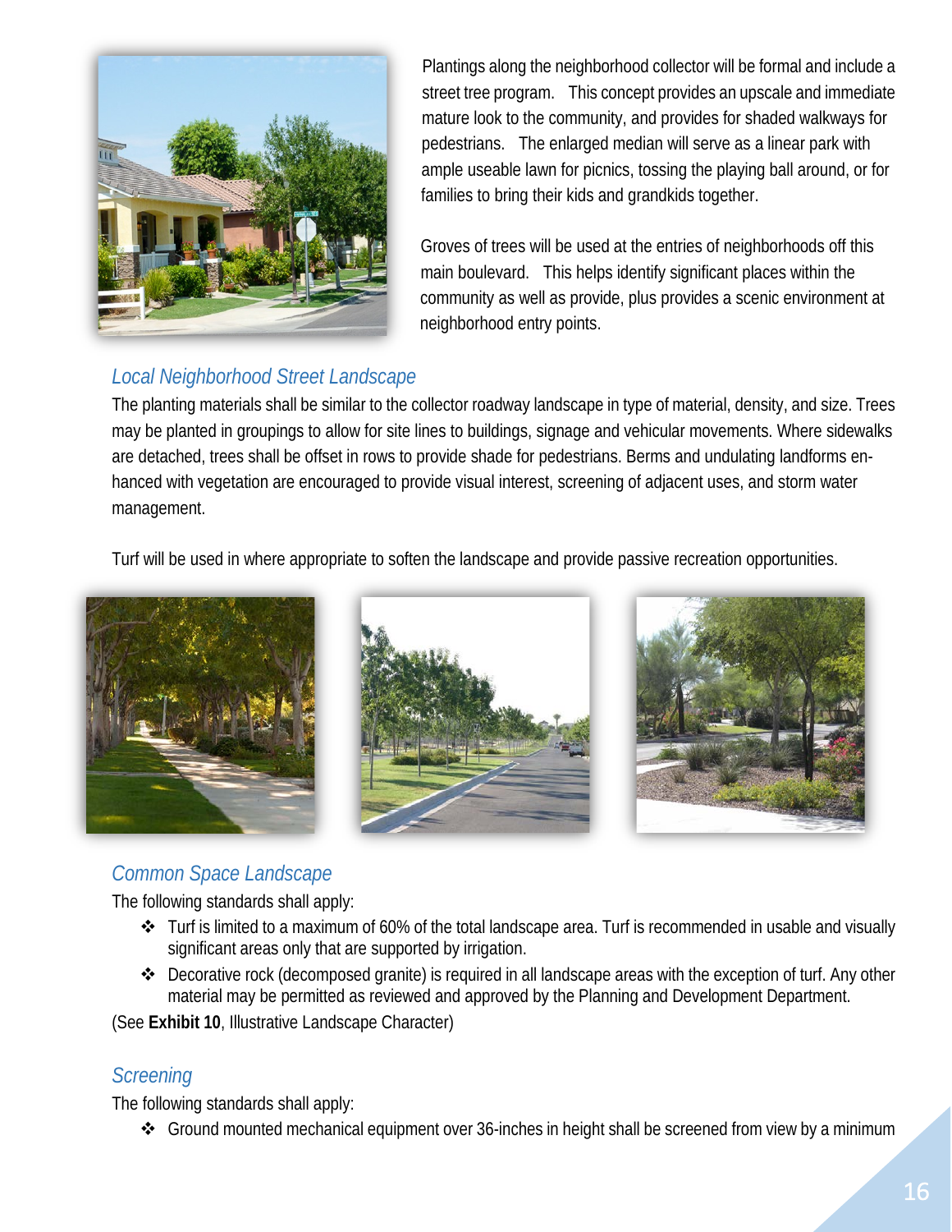Plantings along the neighborhood collector will be formal and include a street tree program. This concept provides an upscale and immediate mature look to the community, and provides for shaded walkways for pedestrians. The enlarged median will serve as a linear park with ample useable lawn for picnics, tossing the playing ball around, or for families to bring their kids and grandkids together.

Groves of trees will be used at the entries of neighborhoods off this main boulevard. This helps identify significant places within the community as well as provide, plus provides a scenic environment at neighborhood entry points.

### *Local Neighborhood Street Landscape*

The planting materials shall be similar to the collector roadway landscape in type of material, density, and size. Trees may be planted in groupings to allow for site lines to buildings, signage and vehicular movements. Where sidewalks are detached, trees shall be offset in rows to provide shade for pedestrians. Berms and undulating landforms enhanced with vegetation are encouraged to provide visual interest, screening of adjacent uses, and storm water management.

Turf will be used in where appropriate to soften the landscape and provide passive recreation opportunities.

### *Common Space Landscape*

The following standards shall apply:

- Turf is limited to a maximum of 60% of the total landscape area. Turf is recommended in usable and visually significant areas only that are supported by irrigation.
- Decorative rock (decomposed granite) is required in all landscape areas with the exception of turf. Any other material may be permitted as reviewed and approved by the Planning and Development Department.

(See **Exhibit 10**, Illustrative Landscape Character)

### *Screening*

The following standards shall apply:

- Ground mounted mechanical equipment over 36-inches in height shall be screened from view by a minimum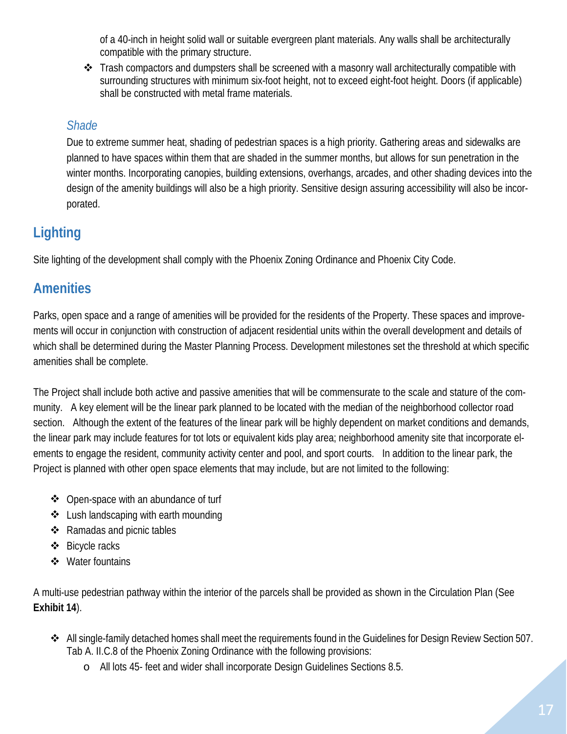of a 40-inch in height solid wall or suitable evergreen plant materials. Any walls shall be architecturally compatible with the primary structure.

- Trash compactors and dumpsters shall be screened with a masonry wall architecturally compatible with surrounding structures with minimum six-foot height, not to exceed eight-foot height. Doors (if applicable) shall be constructed with metal frame materials.

### *Shade*

Due to extreme summer heat, shading of pedestrian spaces is a high priority. Gathering areas and sidewalks are planned to have spaces within them that are shaded in the summer months, but allows for sun penetration in the winter months. Incorporating canopies, building extensions, overhangs, arcades, and other shading devices into the design of the amenity buildings will also be a high priority. Sensitive design assuring accessibility will also be incorporated.

## Lighting

Site lighting of the development shall comply with the Phoenix Zoning Ordinance and Phoenix City Code.

## Amenities

Parks, open space and a range of amenities will be provided for the residents of the Property. These spaces and improvements will occur in conjunction with construction of adjacent residential units within the overall development and details of which shall be determined during the Master Planning Process. Development milestones set the threshold at which specific amenities shall be complete.

The Project shall include both active and passive amenities that will be commensurate to the scale and stature of the community. A key element will be the linear park planned to be located with the median of the neighborhood collector road section. Although the extent of the features of the linear park will be highly dependent on market conditions and demands, the linear park may include features for tot lots or equivalent kids play area; neighborhood amenity site that incorporate elements to engage the resident, community activity center and pool, and sport courts. In addition to the linear park, the Project is planned with other open space elements that may include, but are not limited to the following:

- Open-space with an abundance of turf
- Lush landscaping with earth mounding
- Ramadas and picnic tables
- Bicycle racks
- Water fountains

A multi-use pedestrian pathway within the interior of the parcels shall be provided as shown in the Circulation Plan (See **Exhibit 14**).

- All single-family detached homes shall meet the requirements found in the Guidelines for Design Review Section 507. Tab A. II.C.8 of the Phoenix Zoning Ordinance with the following provisions:
  - All lots 45- feet and wider shall incorporate Design Guidelines Sections 8.5.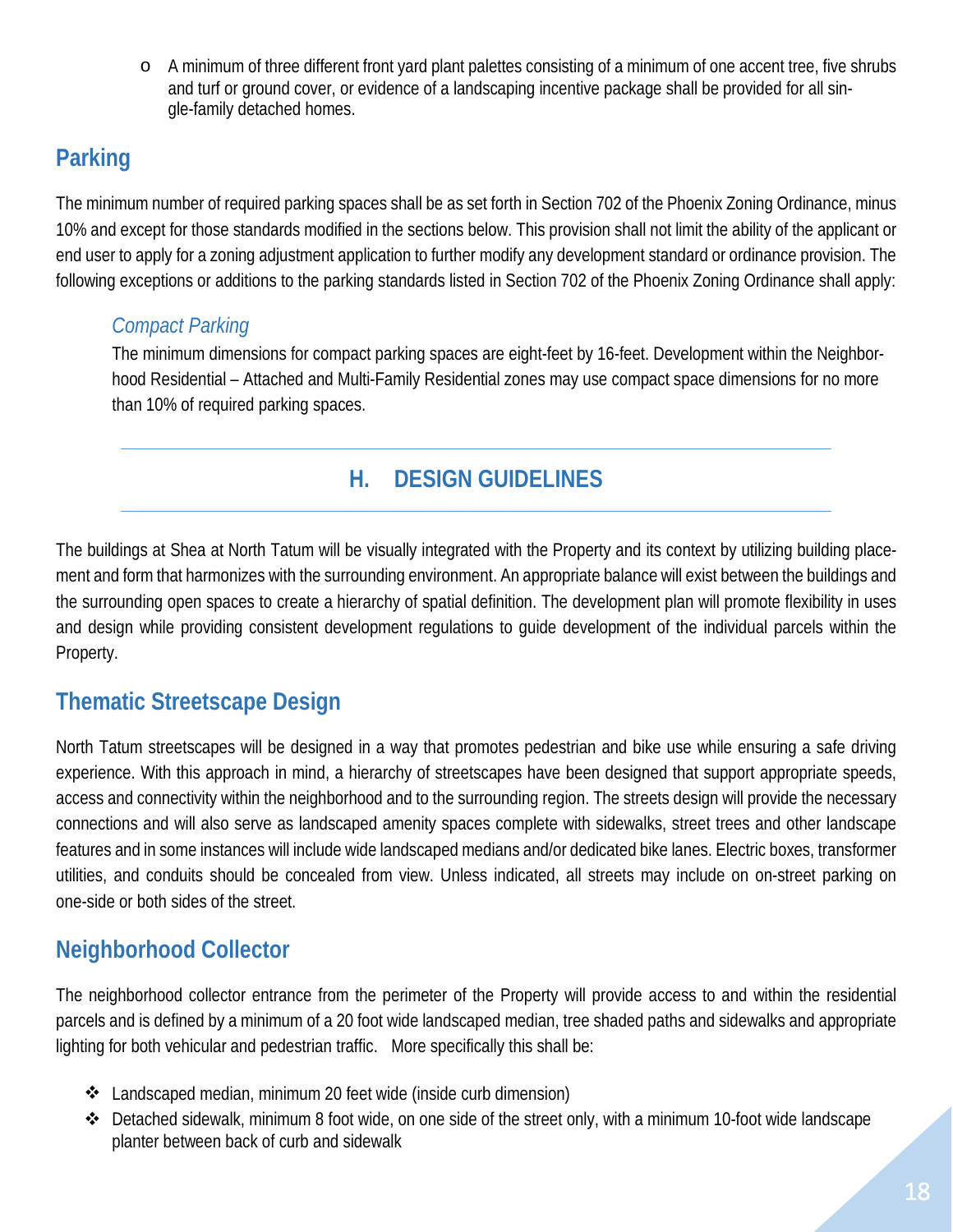- A minimum of three different front yard plant palettes consisting of a minimum of one accent tree, five shrubs and turf or ground cover, or evidence of a landscaping incentive package shall be provided for all single-family detached homes.

## Parking

The minimum number of required parking spaces shall be as set forth in Section 702 of the Phoenix Zoning Ordinance, minus 10% and except for those standards modified in the sections below. This provision shall not limit the ability of the applicant or end user to apply for a zoning adjustment application to further modify any development standard or ordinance provision. The following exceptions or additions to the parking standards listed in Section 702 of the Phoenix Zoning Ordinance shall apply:

### *Compact Parking*

The minimum dimensions for compact parking spaces are eight-feet by 16-feet. Development within the Neighborhood Residential – Attached and Multi-Family Residential zones may use compact space dimensions for no more than 10% of required parking spaces.

# H. DESIGN GUIDELINES

The buildings at Shea at North Tatum will be visually integrated with the Property and its context by utilizing building placement and form that harmonizes with the surrounding environment. An appropriate balance will exist between the buildings and the surrounding open spaces to create a hierarchy of spatial definition. The development plan will promote flexibility in uses and design while providing consistent development regulations to guide development of the individual parcels within the Property.

## Thematic Streetscape Design

North Tatum streetscapes will be designed in a way that promotes pedestrian and bike use while ensuring a safe driving experience. With this approach in mind, a hierarchy of streetscapes have been designed that support appropriate speeds, access and connectivity within the neighborhood and to the surrounding region. The streets design will provide the necessary connections and will also serve as landscaped amenity spaces complete with sidewalks, street trees and other landscape features and in some instances will include wide landscaped medians and/or dedicated bike lanes. Electric boxes, transformer utilities, and conduits should be concealed from view. Unless indicated, all streets may include on on-street parking on one-side or both sides of the street.

## Neighborhood Collector

The neighborhood collector entrance from the perimeter of the Property will provide access to and within the residential parcels and is defined by a minimum of a 20 foot wide landscaped median, tree shaded paths and sidewalks and appropriate lighting for both vehicular and pedestrian traffic. More specifically this shall be:

- Landscaped median, minimum 20 feet wide (inside curb dimension)
- Detached sidewalk, minimum 8 foot wide, on one side of the street only, with a minimum 10-foot wide landscape planter between back of curb and sidewalk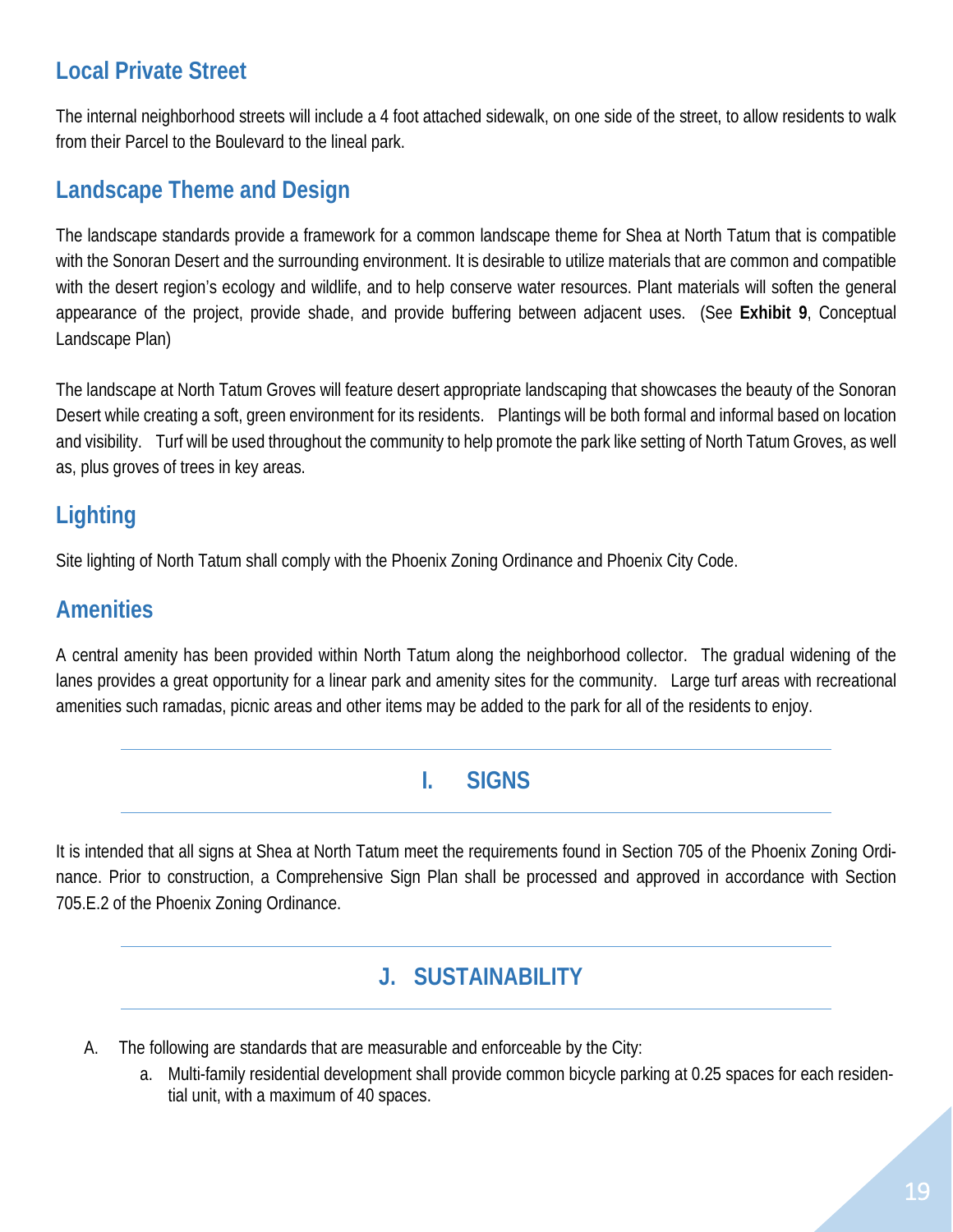## Local Private Street

The internal neighborhood streets will include a 4 foot attached sidewalk, on one side of the street, to allow residents to walk from their Parcel to the Boulevard to the lineal park.

## Landscape Theme and Design

The landscape standards provide a framework for a common landscape theme for Shea at North Tatum that is compatible with the Sonoran Desert and the surrounding environment. It is desirable to utilize materials that are common and compatible with the desert region's ecology and wildlife, and to help conserve water resources. Plant materials will soften the general appearance of the project, provide shade, and provide buffering between adjacent uses. (See **Exhibit 9**, Conceptual Landscape Plan)

The landscape at North Tatum Groves will feature desert appropriate landscaping that showcases the beauty of the Sonoran Desert while creating a soft, green environment for its residents. Plantings will be both formal and informal based on location and visibility. Turf will be used throughout the community to help promote the park like setting of North Tatum Groves, as well as, plus groves of trees in key areas.

## Lighting

Site lighting of North Tatum shall comply with the Phoenix Zoning Ordinance and Phoenix City Code.

## Amenities

A central amenity has been provided within North Tatum along the neighborhood collector. The gradual widening of the lanes provides a great opportunity for a linear park and amenity sites for the community. Large turf areas with recreational amenities such ramadas, picnic areas and other items may be added to the park for all of the residents to enjoy.

# I. SIGNS

It is intended that all signs at Shea at North Tatum meet the requirements found in Section 705 of the Phoenix Zoning Ordinance. Prior to construction, a Comprehensive Sign Plan shall be processed and approved in accordance with Section 705.E.2 of the Phoenix Zoning Ordinance.

# J. SUSTAINABILITY

A. The following are standards that are measurable and enforceable by the City:
   a. Multi-family residential development shall provide common bicycle parking at 0.25 spaces for each residential unit, with a maximum of 40 spaces.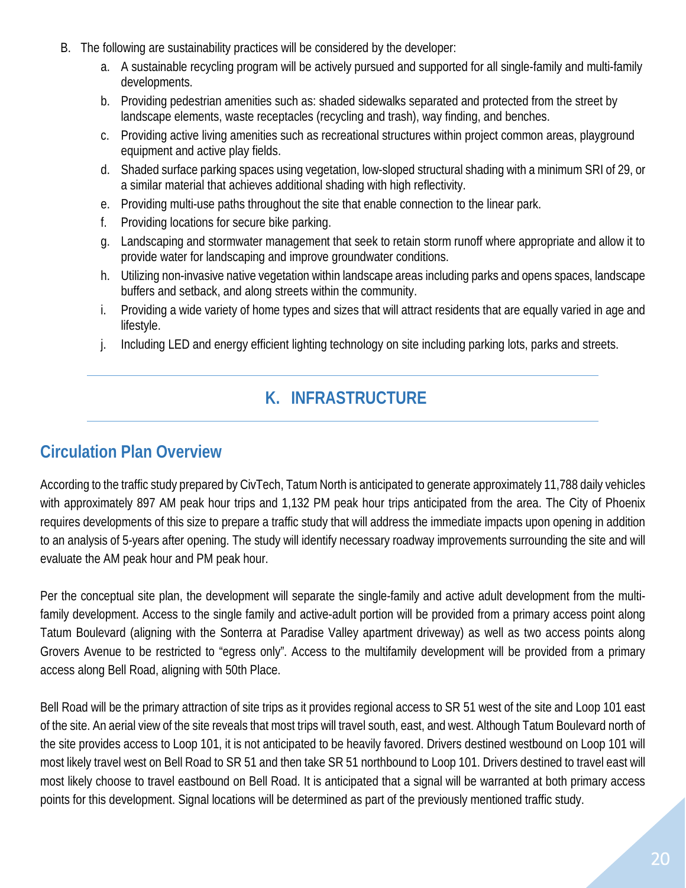B. The following are sustainability practices will be considered by the developer:

   a. A sustainable recycling program will be actively pursued and supported for all single-family and multi-family developments.

   b. Providing pedestrian amenities such as: shaded sidewalks separated and protected from the street by landscape elements, waste receptacles (recycling and trash), way finding, and benches.

   c. Providing active living amenities such as recreational structures within project common areas, playground equipment and active play fields.

   d. Shaded surface parking spaces using vegetation, low-sloped structural shading with a minimum SRI of 29, or a similar material that achieves additional shading with high reflectivity.

   e. Providing multi-use paths throughout the site that enable connection to the linear park.

   f. Providing locations for secure bike parking.

   g. Landscaping and stormwater management that seek to retain storm runoff where appropriate and allow it to provide water for landscaping and improve groundwater conditions.

   h. Utilizing non-invasive native vegetation within landscape areas including parks and opens spaces, landscape buffers and setback, and along streets within the community.

   i. Providing a wide variety of home types and sizes that will attract residents that are equally varied in age and lifestyle.

   j. Including LED and energy efficient lighting technology on site including parking lots, parks and streets.

# K. INFRASTRUCTURE

## Circulation Plan Overview

According to the traffic study prepared by CivTech, Tatum North is anticipated to generate approximately 11,788 daily vehicles with approximately 897 AM peak hour trips and 1,132 PM peak hour trips anticipated from the area. The City of Phoenix requires developments of this size to prepare a traffic study that will address the immediate impacts upon opening in addition to an analysis of 5-years after opening. The study will identify necessary roadway improvements surrounding the site and will evaluate the AM peak hour and PM peak hour.

Per the conceptual site plan, the development will separate the single-family and active adult development from the multi-family development. Access to the single family and active-adult portion will be provided from a primary access point along Tatum Boulevard (aligning with the Sonterra at Paradise Valley apartment driveway) as well as two access points along Grovers Avenue to be restricted to "egress only". Access to the multifamily development will be provided from a primary access along Bell Road, aligning with 50th Place.

Bell Road will be the primary attraction of site trips as it provides regional access to SR 51 west of the site and Loop 101 east of the site. An aerial view of the site reveals that most trips will travel south, east, and west. Although Tatum Boulevard north of the site provides access to Loop 101, it is not anticipated to be heavily favored. Drivers destined westbound on Loop 101 will most likely travel west on Bell Road to SR 51 and then take SR 51 northbound to Loop 101. Drivers destined to travel east will most likely choose to travel eastbound on Bell Road. It is anticipated that a signal will be warranted at both primary access points for this development. Signal locations will be determined as part of the previously mentioned traffic study.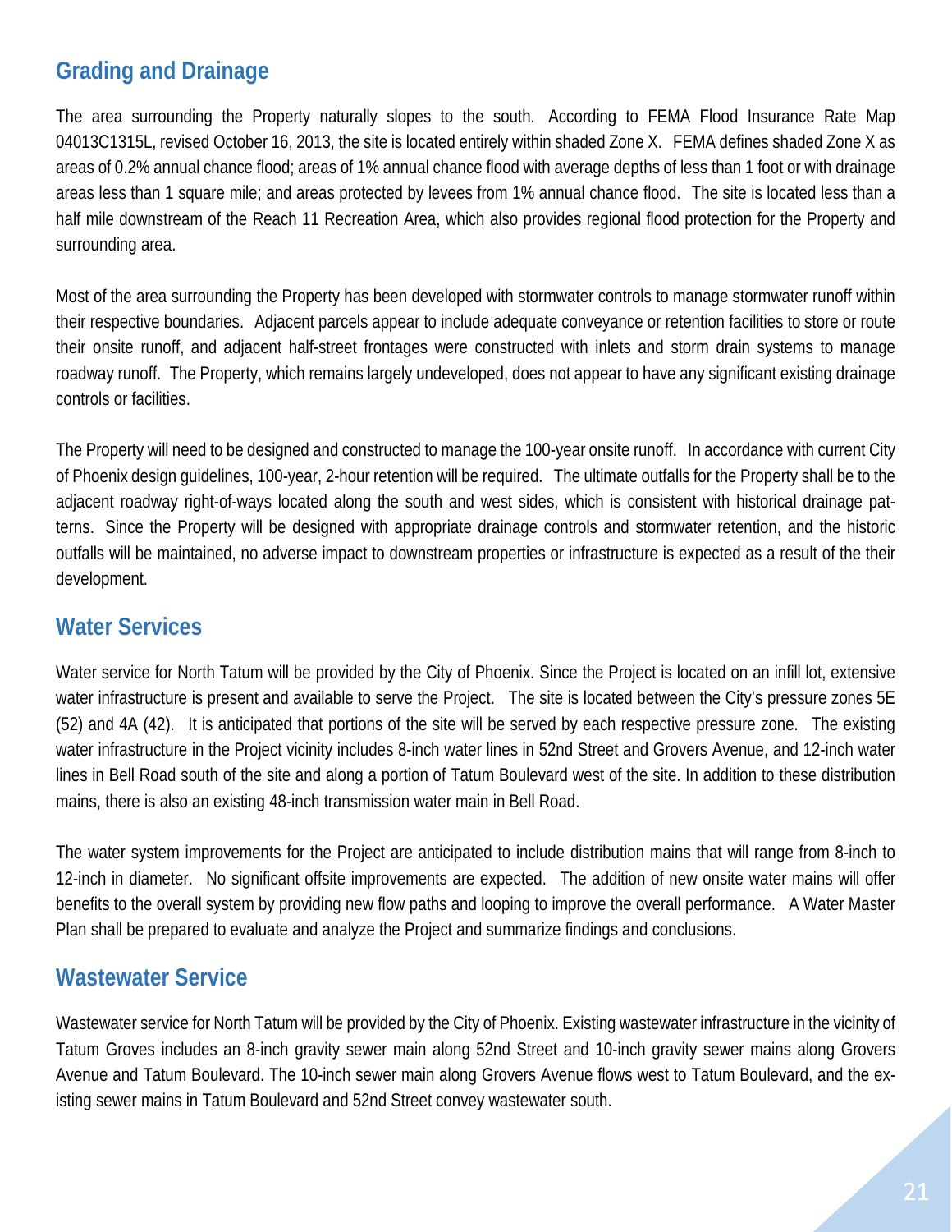## Grading and Drainage

The area surrounding the Property naturally slopes to the south. According to FEMA Flood Insurance Rate Map 04013C1315L, revised October 16, 2013, the site is located entirely within shaded Zone X. FEMA defines shaded Zone X as areas of 0.2% annual chance flood; areas of 1% annual chance flood with average depths of less than 1 foot or with drainage areas less than 1 square mile; and areas protected by levees from 1% annual chance flood. The site is located less than a half mile downstream of the Reach 11 Recreation Area, which also provides regional flood protection for the Property and surrounding area.

Most of the area surrounding the Property has been developed with stormwater controls to manage stormwater runoff within their respective boundaries. Adjacent parcels appear to include adequate conveyance or retention facilities to store or route their onsite runoff, and adjacent half-street frontages were constructed with inlets and storm drain systems to manage roadway runoff. The Property, which remains largely undeveloped, does not appear to have any significant existing drainage controls or facilities.

The Property will need to be designed and constructed to manage the 100-year onsite runoff. In accordance with current City of Phoenix design guidelines, 100-year, 2-hour retention will be required. The ultimate outfalls for the Property shall be to the adjacent roadway right-of-ways located along the south and west sides, which is consistent with historical drainage patterns. Since the Property will be designed with appropriate drainage controls and stormwater retention, and the historic outfalls will be maintained, no adverse impact to downstream properties or infrastructure is expected as a result of the their development.

## Water Services

Water service for North Tatum will be provided by the City of Phoenix. Since the Project is located on an infill lot, extensive water infrastructure is present and available to serve the Project. The site is located between the City's pressure zones 5E (52) and 4A (42). It is anticipated that portions of the site will be served by each respective pressure zone. The existing water infrastructure in the Project vicinity includes 8-inch water lines in 52nd Street and Grovers Avenue, and 12-inch water lines in Bell Road south of the site and along a portion of Tatum Boulevard west of the site. In addition to these distribution mains, there is also an existing 48-inch transmission water main in Bell Road.

The water system improvements for the Project are anticipated to include distribution mains that will range from 8-inch to 12-inch in diameter. No significant offsite improvements are expected. The addition of new onsite water mains will offer benefits to the overall system by providing new flow paths and looping to improve the overall performance. A Water Master Plan shall be prepared to evaluate and analyze the Project and summarize findings and conclusions.

## Wastewater Service

Wastewater service for North Tatum will be provided by the City of Phoenix. Existing wastewater infrastructure in the vicinity of Tatum Groves includes an 8-inch gravity sewer main along 52nd Street and 10-inch gravity sewer mains along Grovers Avenue and Tatum Boulevard. The 10-inch sewer main along Grovers Avenue flows west to Tatum Boulevard, and the existing sewer mains in Tatum Boulevard and 52nd Street convey wastewater south.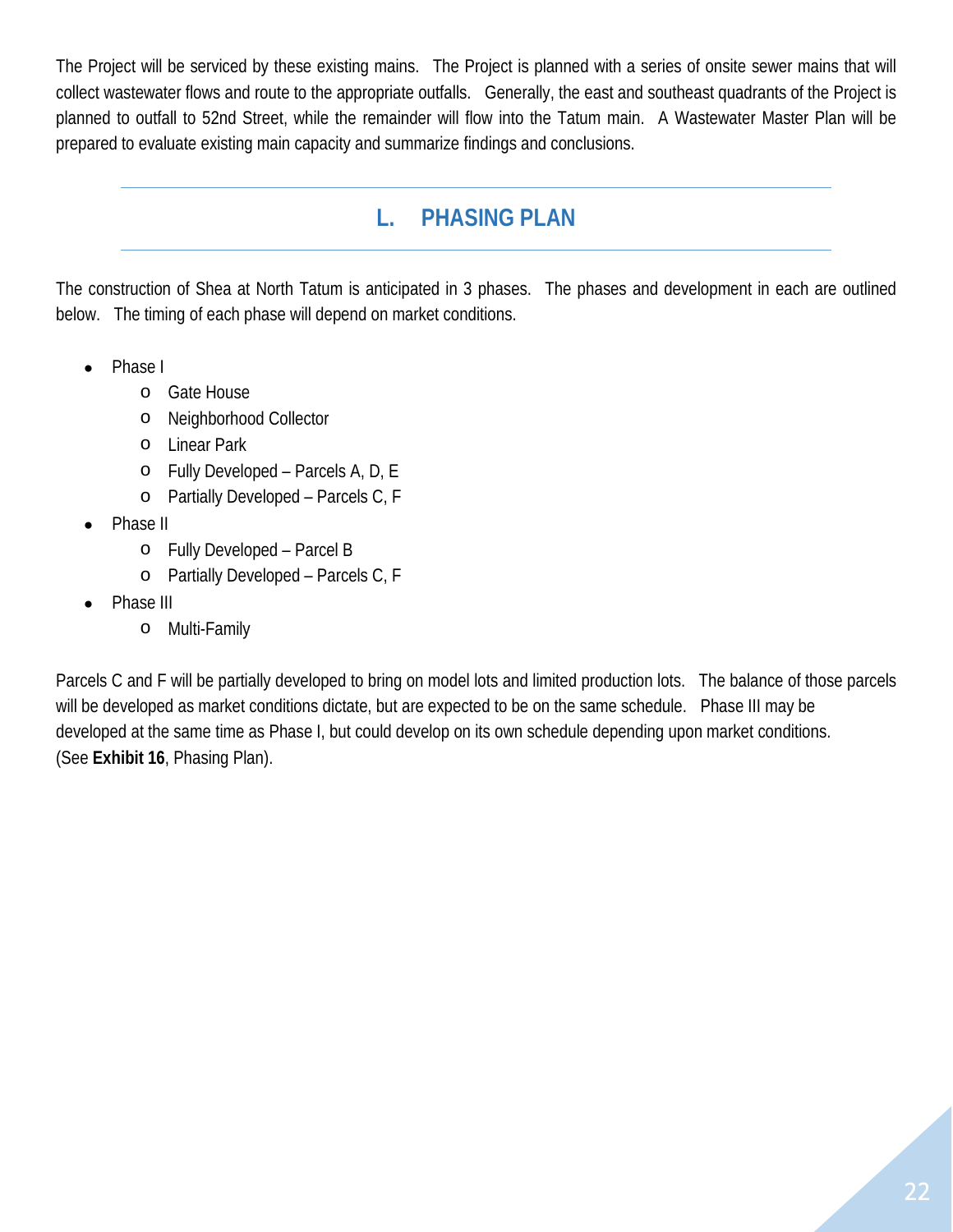The Project will be serviced by these existing mains. The Project is planned with a series of onsite sewer mains that will collect wastewater flows and route to the appropriate outfalls. Generally, the east and southeast quadrants of the Project is planned to outfall to 52nd Street, while the remainder will flow into the Tatum main. A Wastewater Master Plan will be prepared to evaluate existing main capacity and summarize findings and conclusions.

## L. PHASING PLAN

The construction of Shea at North Tatum is anticipated in 3 phases. The phases and development in each are outlined below. The timing of each phase will depend on market conditions.

- Phase I
  - Gate House
  - Neighborhood Collector
  - Linear Park
  - Fully Developed – Parcels A, D, E
  - Partially Developed – Parcels C, F
- Phase II
  - Fully Developed – Parcel B
  - Partially Developed – Parcels C, F
- Phase III
  - Multi-Family

Parcels C and F will be partially developed to bring on model lots and limited production lots. The balance of those parcels will be developed as market conditions dictate, but are expected to be on the same schedule. Phase III may be developed at the same time as Phase I, but could develop on its own schedule depending upon market conditions. (See **Exhibit 16**, Phasing Plan).